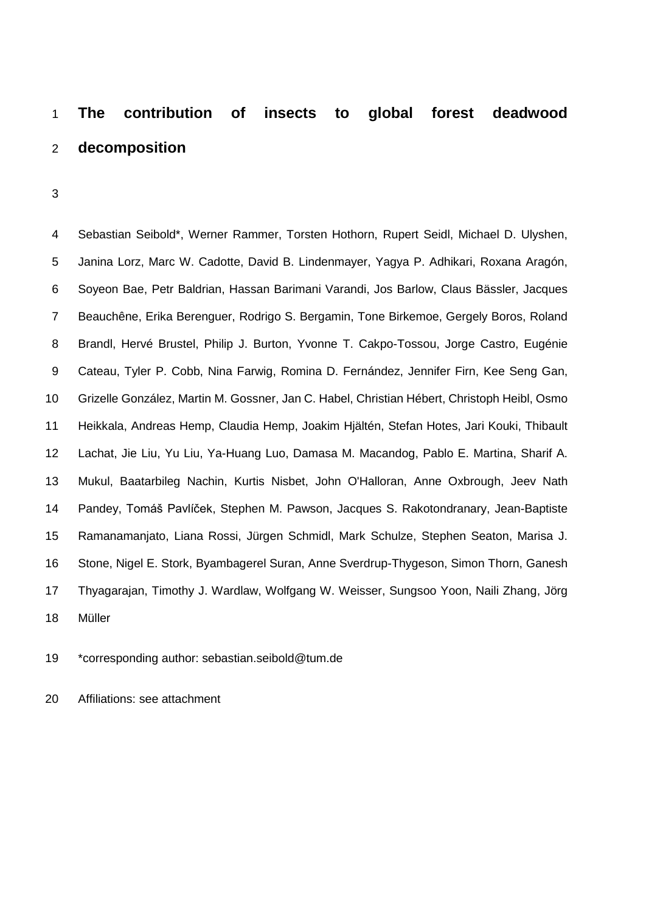# The contribution of insects to global forest deadwood decomposition

Sebastian Seibold*, Werner Rammer, Torsten Hothorn, Rupert Seidl, Michael D. Ulyshen, Janina Lorz, Marc W. Cadotte, David B. Lindenmayer, Yagya P. Adhikari, Roxana Aragón, Soyeon Bae, Petr Baldrian, Hassan Barimani Varandi, Jos Barlow, Claus Bässler, Jacques Beauchêne, Erika Berenguer, Rodrigo S. Bergamin, Tone Birkemoe, Gergely Boros, Roland Brandl, Hervé Brustel, Philip J. Burton, Yvonne T. Cakpo-Tossou, Jorge Castro, Eugénie Cateau, Tyler P. Cobb, Nina Farwig, Romina D. Fernández, Jennifer Firn, Kee Seng Gan, Grizelle González, Martin M. Gossner, Jan C. Habel, Christian Hébert, Christoph Heibl, Osmo Heikkala, Andreas Hemp, Claudia Hemp, Joakim Hjältén, Stefan Hotes, Jari Kouki, Thibault Lachat, Jie Liu, Yu Liu, Ya-Huang Luo, Damasa M. Macandog, Pablo E. Martina, Sharif A. Mukul, Baatarbileg Nachin, Kurtis Nisbet, John O'Halloran, Anne Oxbrough, Jeev Nath Pandey, Tomáš Pavlíček, Stephen M. Pawson, Jacques S. Rakotondranary, Jean-Baptiste Ramanamanjato, Liana Rossi, Jürgen Schmidl, Mark Schulze, Stephen Seaton, Marisa J. Stone, Nigel E. Stork, Byambagerel Suran, Anne Sverdrup-Thygeson, Simon Thorn, Ganesh Thyagarajan, Timothy J. Wardlaw, Wolfgang W. Weisser, Sungsoo Yoon, Naili Zhang, Jörg Müller

*corresponding author: sebastian.seibold@tum.de

Affiliations: see attachment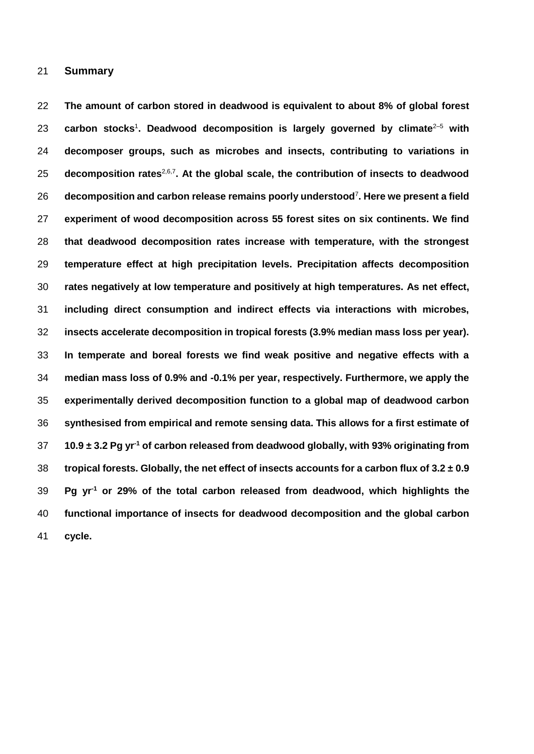## Summary

**The amount of carbon stored in deadwood is equivalent to about 8% of global forest carbon stocks[1]. Deadwood decomposition is largely governed by climate[2–5] with decomposer groups, such as microbes and insects, contributing to variations in decomposition rates[2,6,7]. At the global scale, the contribution of insects to deadwood decomposition and carbon release remains poorly understood[7]. Here we present a field experiment of wood decomposition across 55 forest sites on six continents. We find that deadwood decomposition rates increase with temperature, with the strongest temperature effect at high precipitation levels. Precipitation affects decomposition rates negatively at low temperature and positively at high temperatures. As net effect, including direct consumption and indirect effects via interactions with microbes, insects accelerate decomposition in tropical forests (3.9% median mass loss per year). In temperate and boreal forests we find weak positive and negative effects with a median mass loss of 0.9% and -0.1% per year, respectively. Furthermore, we apply the experimentally derived decomposition function to a global map of deadwood carbon synthesised from empirical and remote sensing data. This allows for a first estimate of 10.9 ± 3.2 Pg $yr^{-1}$ of carbon released from deadwood globally, with 93% originating from tropical forests. Globally, the net effect of insects accounts for a carbon flux of 3.2 ± 0.9 Pg $yr^{-1}$ or 29% of the total carbon released from deadwood, which highlights the functional importance of insects for deadwood decomposition and the global carbon cycle.**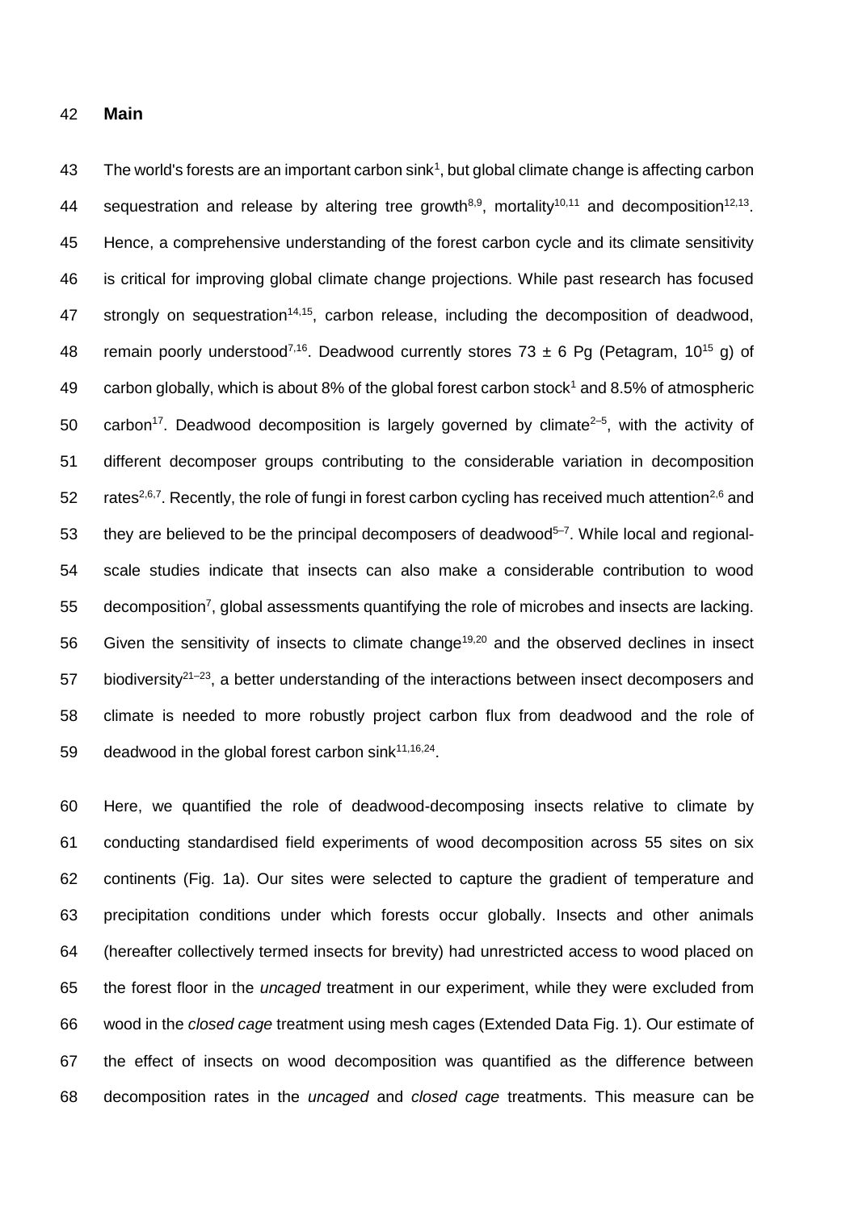## Main

The world's forests are an important carbon sink[1], but global climate change is affecting carbon sequestration and release by altering tree growth[8,9], mortality[10,11] and decomposition[12,13]. Hence, a comprehensive understanding of the forest carbon cycle and its climate sensitivity is critical for improving global climate change projections. While past research has focused strongly on sequestration[14,15], carbon release, including the decomposition of deadwood, remain poorly understood[7,16]. Deadwood currently stores 73 ± 6 Pg (Petagram, $10^{15}$ g) of carbon globally, which is about 8% of the global forest carbon stock[1] and 8.5% of atmospheric carbon[17]. Deadwood decomposition is largely governed by climate[2–5], with the activity of different decomposer groups contributing to the considerable variation in decomposition rates[2,6,7]. Recently, the role of fungi in forest carbon cycling has received much attention[2,6] and they are believed to be the principal decomposers of deadwood[5–7]. While local and regional-scale studies indicate that insects can also make a considerable contribution to wood decomposition[7], global assessments quantifying the role of microbes and insects are lacking. Given the sensitivity of insects to climate change[19,20] and the observed declines in insect biodiversity[21–23], a better understanding of the interactions between insect decomposers and climate is needed to more robustly project carbon flux from deadwood and the role of deadwood in the global forest carbon sink[11,16,24].

Here, we quantified the role of deadwood-decomposing insects relative to climate by conducting standardised field experiments of wood decomposition across 55 sites on six continents (Fig. 1a). Our sites were selected to capture the gradient of temperature and precipitation conditions under which forests occur globally. Insects and other animals (hereafter collectively termed insects for brevity) had unrestricted access to wood placed on the forest floor in the *uncaged* treatment in our experiment, while they were excluded from wood in the *closed cage* treatment using mesh cages (Extended Data Fig. 1). Our estimate of the effect of insects on wood decomposition was quantified as the difference between decomposition rates in the *uncaged* and *closed cage* treatments. This measure can be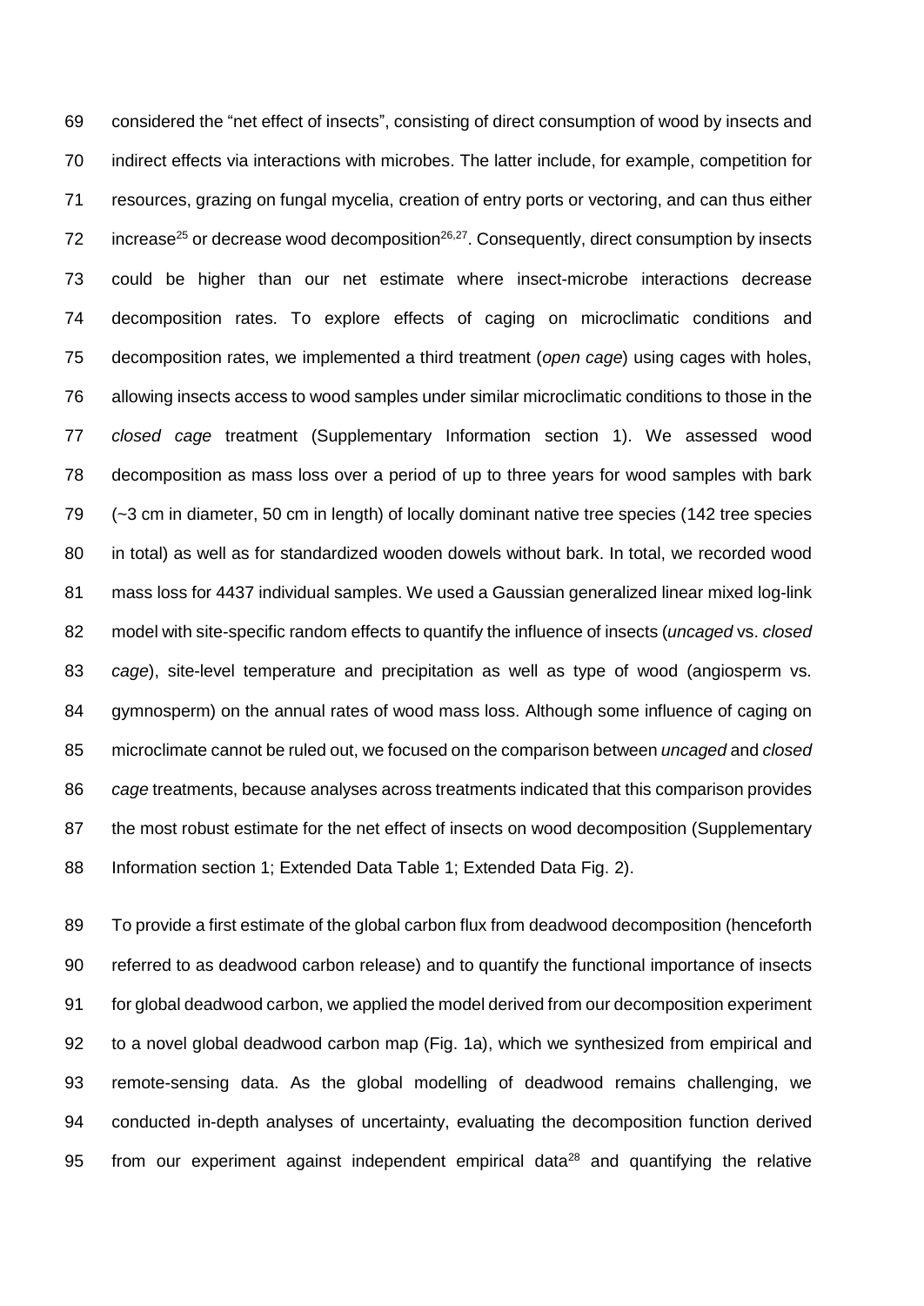considered the "net effect of insects", consisting of direct consumption of wood by insects and indirect effects via interactions with microbes. The latter include, for example, competition for resources, grazing on fungal mycelia, creation of entry ports or vectoring, and can thus either increase[25] or decrease wood decomposition[26,27]. Consequently, direct consumption by insects could be higher than our net estimate where insect-microbe interactions decrease decomposition rates. To explore effects of caging on microclimatic conditions and decomposition rates, we implemented a third treatment (*open cage*) using cages with holes, allowing insects access to wood samples under similar microclimatic conditions to those in the *closed cage* treatment (Supplementary Information section 1). We assessed wood decomposition as mass loss over a period of up to three years for wood samples with bark (~3 cm in diameter, 50 cm in length) of locally dominant native tree species (142 tree species in total) as well as for standardized wooden dowels without bark. In total, we recorded wood mass loss for 4437 individual samples. We used a Gaussian generalized linear mixed log-link model with site-specific random effects to quantify the influence of insects (*uncaged* vs. *closed cage*), site-level temperature and precipitation as well as type of wood (angiosperm vs. gymnosperm) on the annual rates of wood mass loss. Although some influence of caging on microclimate cannot be ruled out, we focused on the comparison between *uncaged* and *closed cage* treatments, because analyses across treatments indicated that this comparison provides the most robust estimate for the net effect of insects on wood decomposition (Supplementary Information section 1; Extended Data Table 1; Extended Data Fig. 2).

To provide a first estimate of the global carbon flux from deadwood decomposition (henceforth referred to as deadwood carbon release) and to quantify the functional importance of insects for global deadwood carbon, we applied the model derived from our decomposition experiment to a novel global deadwood carbon map (Fig. 1a), which we synthesized from empirical and remote-sensing data. As the global modelling of deadwood remains challenging, we conducted in-depth analyses of uncertainty, evaluating the decomposition function derived from our experiment against independent empirical data[28] and quantifying the relative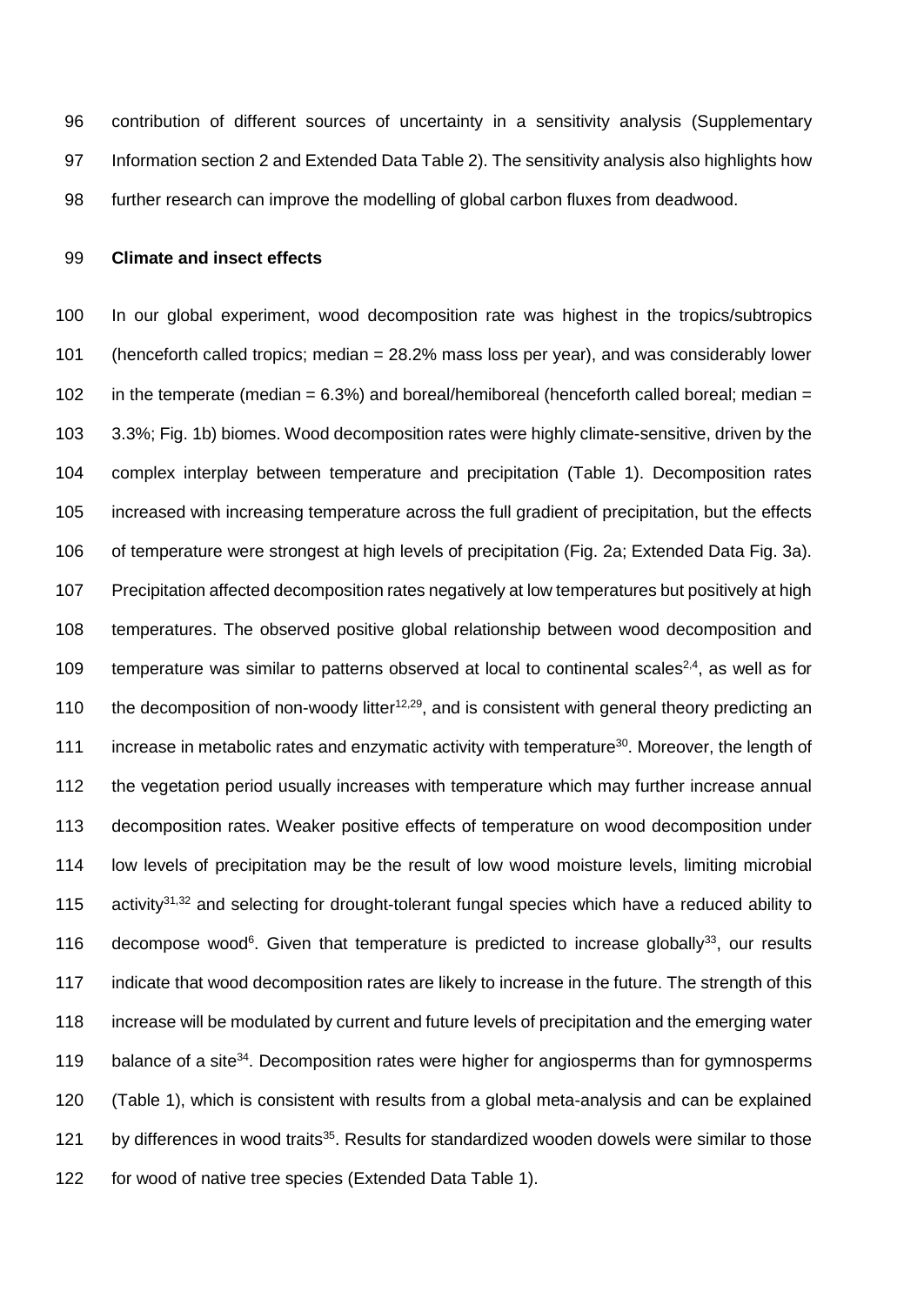contribution of different sources of uncertainty in a sensitivity analysis (Supplementary Information section 2 and Extended Data Table 2). The sensitivity analysis also highlights how further research can improve the modelling of global carbon fluxes from deadwood.

**Climate and insect effects**

In our global experiment, wood decomposition rate was highest in the tropics/subtropics (henceforth called tropics; median = 28.2% mass loss per year), and was considerably lower in the temperate (median = 6.3%) and boreal/hemiboreal (henceforth called boreal; median = 3.3%; Fig. 1b) biomes. Wood decomposition rates were highly climate-sensitive, driven by the complex interplay between temperature and precipitation (Table 1). Decomposition rates increased with increasing temperature across the full gradient of precipitation, but the effects of temperature were strongest at high levels of precipitation (Fig. 2a; Extended Data Fig. 3a). Precipitation affected decomposition rates negatively at low temperatures but positively at high temperatures. The observed positive global relationship between wood decomposition and temperature was similar to patterns observed at local to continental scales[2,4], as well as for the decomposition of non-woody litter[12,29], and is consistent with general theory predicting an increase in metabolic rates and enzymatic activity with temperature[30]. Moreover, the length of the vegetation period usually increases with temperature which may further increase annual decomposition rates. Weaker positive effects of temperature on wood decomposition under low levels of precipitation may be the result of low wood moisture levels, limiting microbial activity[31,32] and selecting for drought-tolerant fungal species which have a reduced ability to decompose wood[6]. Given that temperature is predicted to increase globally[33], our results indicate that wood decomposition rates are likely to increase in the future. The strength of this increase will be modulated by current and future levels of precipitation and the emerging water balance of a site[34]. Decomposition rates were higher for angiosperms than for gymnosperms (Table 1), which is consistent with results from a global meta-analysis and can be explained by differences in wood traits[35]. Results for standardized wooden dowels were similar to those for wood of native tree species (Extended Data Table 1).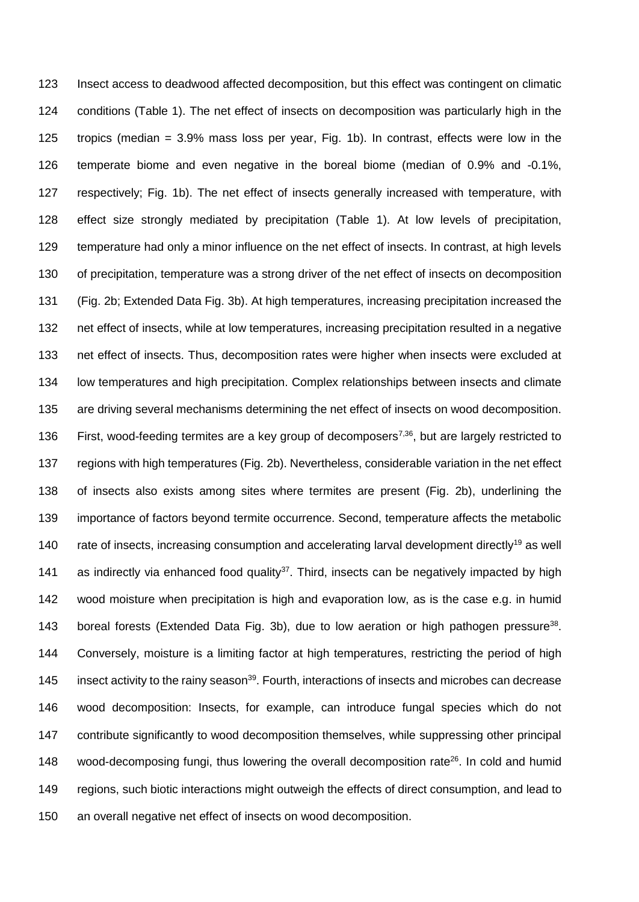Insect access to deadwood affected decomposition, but this effect was contingent on climatic conditions (Table 1). The net effect of insects on decomposition was particularly high in the tropics (median = 3.9% mass loss per year, Fig. 1b). In contrast, effects were low in the temperate biome and even negative in the boreal biome (median of 0.9% and -0.1%, respectively; Fig. 1b). The net effect of insects generally increased with temperature, with effect size strongly mediated by precipitation (Table 1). At low levels of precipitation, temperature had only a minor influence on the net effect of insects. In contrast, at high levels of precipitation, temperature was a strong driver of the net effect of insects on decomposition (Fig. 2b; Extended Data Fig. 3b). At high temperatures, increasing precipitation increased the net effect of insects, while at low temperatures, increasing precipitation resulted in a negative net effect of insects. Thus, decomposition rates were higher when insects were excluded at low temperatures and high precipitation. Complex relationships between insects and climate are driving several mechanisms determining the net effect of insects on wood decomposition. First, wood-feeding termites are a key group of decomposers[7,36], but are largely restricted to regions with high temperatures (Fig. 2b). Nevertheless, considerable variation in the net effect of insects also exists among sites where termites are present (Fig. 2b), underlining the importance of factors beyond termite occurrence. Second, temperature affects the metabolic rate of insects, increasing consumption and accelerating larval development directly[19] as well as indirectly via enhanced food quality[37]. Third, insects can be negatively impacted by high wood moisture when precipitation is high and evaporation low, as is the case e.g. in humid boreal forests (Extended Data Fig. 3b), due to low aeration or high pathogen pressure[38]. Conversely, moisture is a limiting factor at high temperatures, restricting the period of high insect activity to the rainy season[39]. Fourth, interactions of insects and microbes can decrease wood decomposition: Insects, for example, can introduce fungal species which do not contribute significantly to wood decomposition themselves, while suppressing other principal wood-decomposing fungi, thus lowering the overall decomposition rate[26]. In cold and humid regions, such biotic interactions might outweigh the effects of direct consumption, and lead to an overall negative net effect of insects on wood decomposition.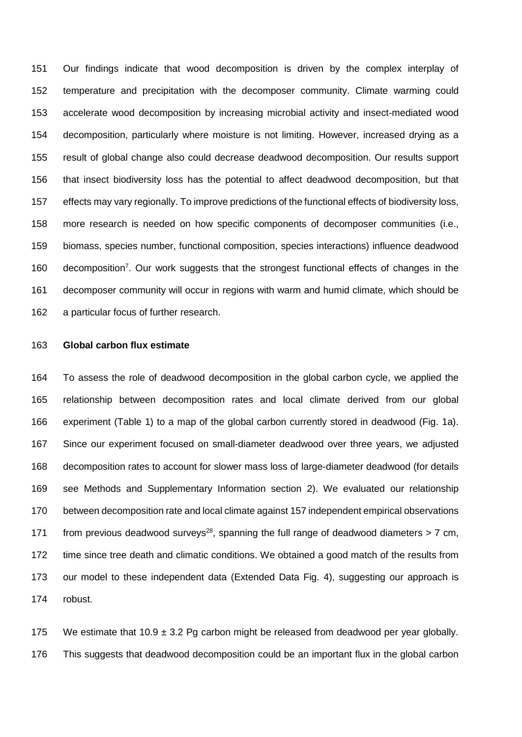Our findings indicate that wood decomposition is driven by the complex interplay of temperature and precipitation with the decomposer community. Climate warming could accelerate wood decomposition by increasing microbial activity and insect-mediated wood decomposition, particularly where moisture is not limiting. However, increased drying as a result of global change also could decrease deadwood decomposition. Our results support that insect biodiversity loss has the potential to affect deadwood decomposition, but that effects may vary regionally. To improve predictions of the functional effects of biodiversity loss, more research is needed on how specific components of decomposer communities (i.e., biomass, species number, functional composition, species interactions) influence deadwood decomposition[7]. Our work suggests that the strongest functional effects of changes in the decomposer community will occur in regions with warm and humid climate, which should be a particular focus of further research.

**Global carbon flux estimate**

To assess the role of deadwood decomposition in the global carbon cycle, we applied the relationship between decomposition rates and local climate derived from our global experiment (Table 1) to a map of the global carbon currently stored in deadwood (Fig. 1a). Since our experiment focused on small-diameter deadwood over three years, we adjusted decomposition rates to account for slower mass loss of large-diameter deadwood (for details see Methods and Supplementary Information section 2). We evaluated our relationship between decomposition rate and local climate against 157 independent empirical observations from previous deadwood surveys[28], spanning the full range of deadwood diameters > 7 cm, time since tree death and climatic conditions. We obtained a good match of the results from our model to these independent data (Extended Data Fig. 4), suggesting our approach is robust.

We estimate that 10.9 ± 3.2 Pg carbon might be released from deadwood per year globally. This suggests that deadwood decomposition could be an important flux in the global carbon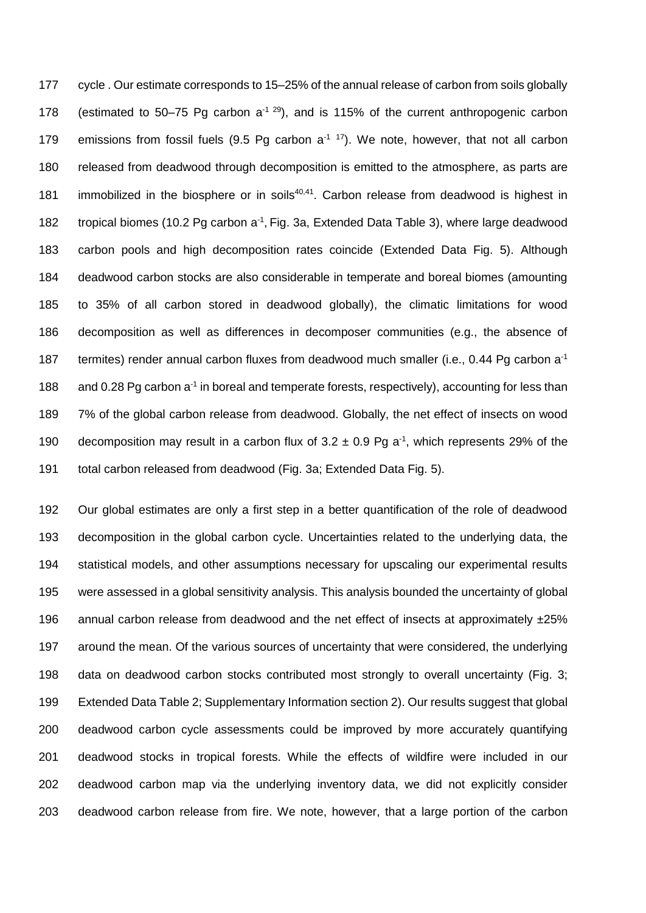cycle . Our estimate corresponds to 15–25% of the annual release of carbon from soils globally (estimated to 50–75 Pg carbon $a^{-1}$ [29]), and is 115% of the current anthropogenic carbon emissions from fossil fuels (9.5 Pg carbon $a^{-1}$ [17]). We note, however, that not all carbon released from deadwood through decomposition is emitted to the atmosphere, as parts are immobilized in the biosphere or in soils[40,41]. Carbon release from deadwood is highest in tropical biomes (10.2 Pg carbon $a^{-1}$, Fig. 3a, Extended Data Table 3), where large deadwood carbon pools and high decomposition rates coincide (Extended Data Fig. 5). Although deadwood carbon stocks are also considerable in temperate and boreal biomes (amounting to 35% of all carbon stored in deadwood globally), the climatic limitations for wood decomposition as well as differences in decomposer communities (e.g., the absence of termites) render annual carbon fluxes from deadwood much smaller (i.e., 0.44 Pg carbon $a^{-1}$ and 0.28 Pg carbon $a^{-1}$ in boreal and temperate forests, respectively), accounting for less than 7% of the global carbon release from deadwood. Globally, the net effect of insects on wood decomposition may result in a carbon flux of $3.2 \pm 0.9$ Pg $a^{-1}$, which represents 29% of the total carbon released from deadwood (Fig. 3a; Extended Data Fig. 5).

Our global estimates are only a first step in a better quantification of the role of deadwood decomposition in the global carbon cycle. Uncertainties related to the underlying data, the statistical models, and other assumptions necessary for upscaling our experimental results were assessed in a global sensitivity analysis. This analysis bounded the uncertainty of global annual carbon release from deadwood and the net effect of insects at approximately ±25% around the mean. Of the various sources of uncertainty that were considered, the underlying data on deadwood carbon stocks contributed most strongly to overall uncertainty (Fig. 3; Extended Data Table 2; Supplementary Information section 2). Our results suggest that global deadwood carbon cycle assessments could be improved by more accurately quantifying deadwood stocks in tropical forests. While the effects of wildfire were included in our deadwood carbon map via the underlying inventory data, we did not explicitly consider deadwood carbon release from fire. We note, however, that a large portion of the carbon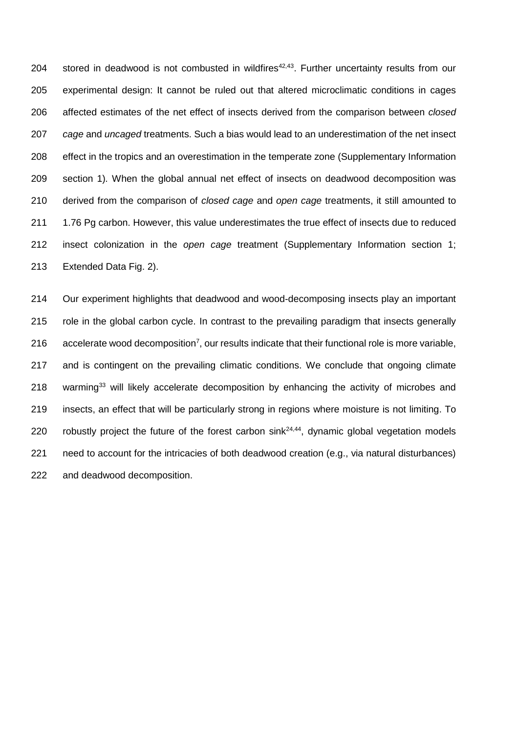stored in deadwood is not combusted in wildfires[42,43]. Further uncertainty results from our experimental design: It cannot be ruled out that altered microclimatic conditions in cages affected estimates of the net effect of insects derived from the comparison between *closed cage* and *uncaged* treatments. Such a bias would lead to an underestimation of the net insect effect in the tropics and an overestimation in the temperate zone (Supplementary Information section 1). When the global annual net effect of insects on deadwood decomposition was derived from the comparison of *closed cage* and *open cage* treatments, it still amounted to 1.76 Pg carbon. However, this value underestimates the true effect of insects due to reduced insect colonization in the *open cage* treatment (Supplementary Information section 1; Extended Data Fig. 2).

Our experiment highlights that deadwood and wood-decomposing insects play an important role in the global carbon cycle. In contrast to the prevailing paradigm that insects generally accelerate wood decomposition[7], our results indicate that their functional role is more variable, and is contingent on the prevailing climatic conditions. We conclude that ongoing climate warming[33] will likely accelerate decomposition by enhancing the activity of microbes and insects, an effect that will be particularly strong in regions where moisture is not limiting. To robustly project the future of the forest carbon sink[24,44], dynamic global vegetation models need to account for the intricacies of both deadwood creation (e.g., via natural disturbances) and deadwood decomposition.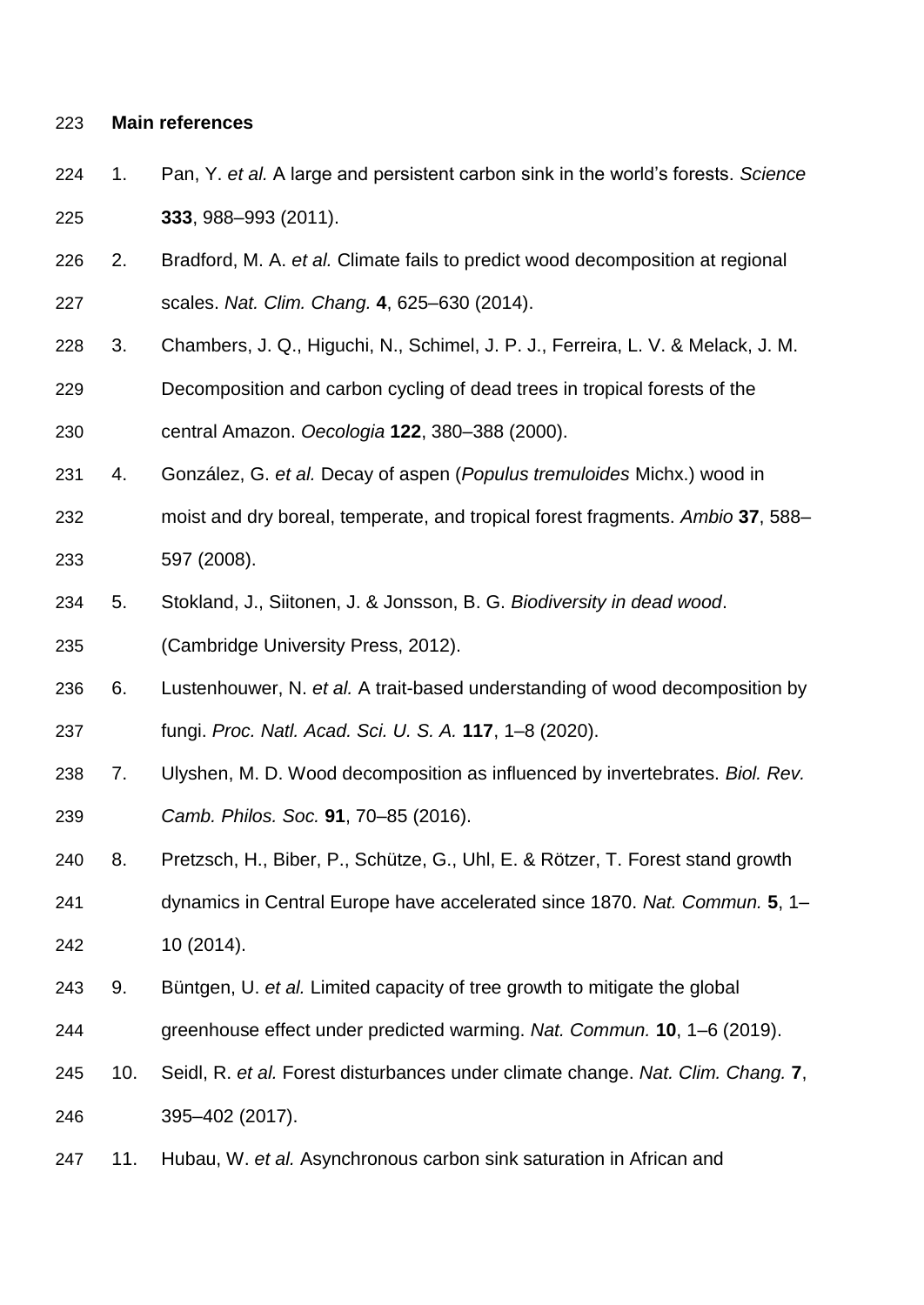## Main references

1. Pan, Y. *et al.* A large and persistent carbon sink in the world's forests. *Science* **333**, 988–993 (2011).
2. Bradford, M. A. *et al.* Climate fails to predict wood decomposition at regional scales. *Nat. Clim. Chang.* **4**, 625–630 (2014).
3. Chambers, J. Q., Higuchi, N., Schimel, J. P. J., Ferreira, L. V. & Melack, J. M. Decomposition and carbon cycling of dead trees in tropical forests of the central Amazon. *Oecologia* **122**, 380–388 (2000).
4. González, G. *et al.* Decay of aspen (*Populus tremuloides* Michx.) wood in moist and dry boreal, temperate, and tropical forest fragments. *Ambio* **37**, 588–597 (2008).
5. Stokland, J., Siitonen, J. & Jonsson, B. G. *Biodiversity in dead wood*. (Cambridge University Press, 2012).
6. Lustenhouwer, N. *et al.* A trait-based understanding of wood decomposition by fungi. *Proc. Natl. Acad. Sci. U. S. A.* **117**, 1–8 (2020).
7. Ulyshen, M. D. Wood decomposition as influenced by invertebrates. *Biol. Rev. Camb. Philos. Soc.* **91**, 70–85 (2016).
8. Pretzsch, H., Biber, P., Schütze, G., Uhl, E. & Rötzer, T. Forest stand growth dynamics in Central Europe have accelerated since 1870. *Nat. Commun.* **5**, 1–10 (2014).
9. Büntgen, U. *et al.* Limited capacity of tree growth to mitigate the global greenhouse effect under predicted warming. *Nat. Commun.* **10**, 1–6 (2019).
10. Seidl, R. *et al.* Forest disturbances under climate change. *Nat. Clim. Chang.* **7**, 395–402 (2017).
11. Hubau, W. *et al.* Asynchronous carbon sink saturation in African and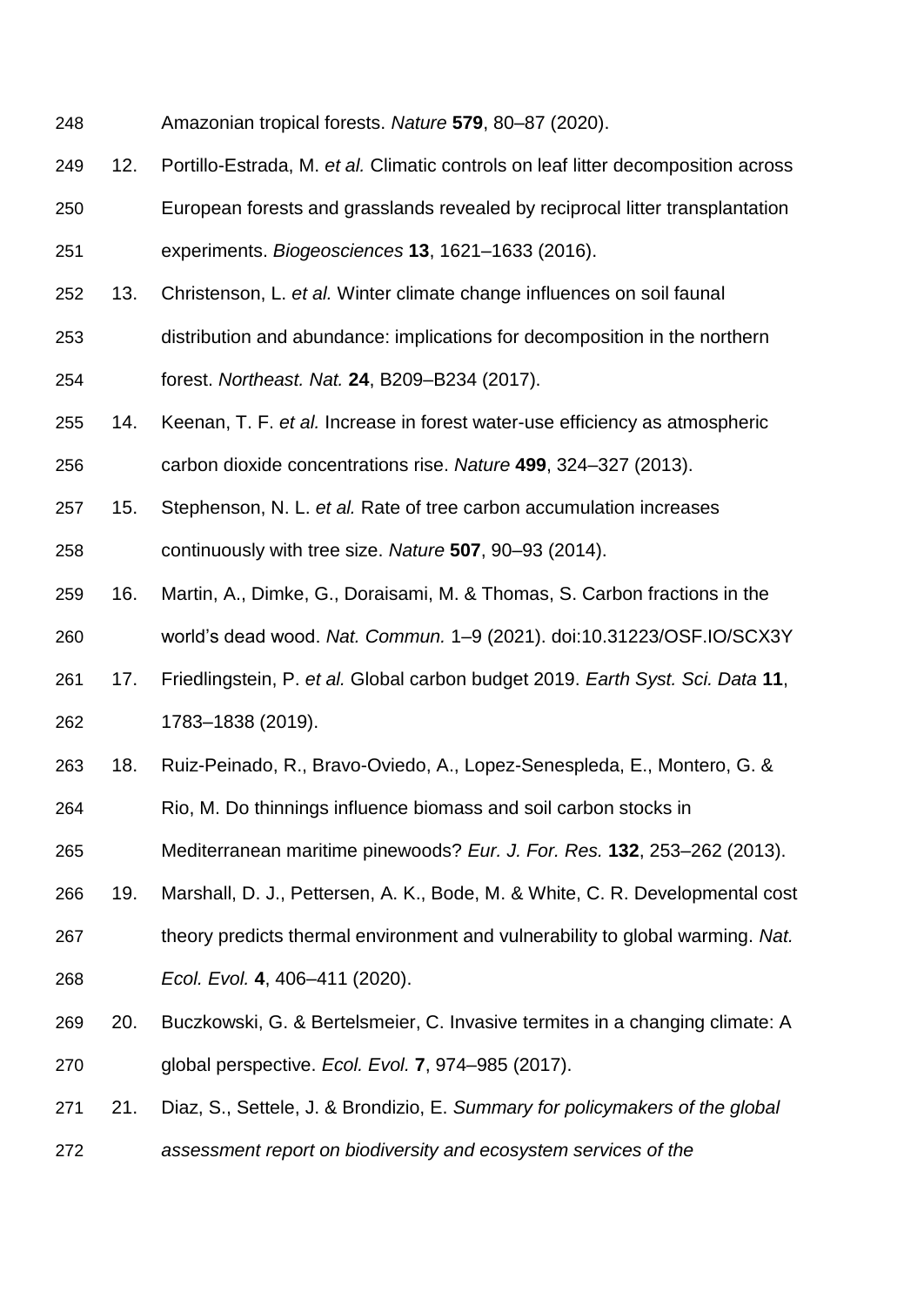Amazonian tropical forests. *Nature* **579**, 80–87 (2020).

12. Portillo-Estrada, M. *et al.* Climatic controls on leaf litter decomposition across European forests and grasslands revealed by reciprocal litter transplantation experiments. *Biogeosciences* **13**, 1621–1633 (2016).
13. Christenson, L. *et al.* Winter climate change influences on soil faunal distribution and abundance: implications for decomposition in the northern forest. *Northeast. Nat.* **24**, B209–B234 (2017).
14. Keenan, T. F. *et al.* Increase in forest water-use efficiency as atmospheric carbon dioxide concentrations rise. *Nature* **499**, 324–327 (2013).
15. Stephenson, N. L. *et al.* Rate of tree carbon accumulation increases continuously with tree size. *Nature* **507**, 90–93 (2014).
16. Martin, A., Dimke, G., Doraisami, M. & Thomas, S. Carbon fractions in the world's dead wood. *Nat. Commun.* 1–9 (2021). doi:10.31223/OSF.IO/SCX3Y
17. Friedlingstein, P. *et al.* Global carbon budget 2019. *Earth Syst. Sci. Data* **11**, 1783–1838 (2019).
18. Ruiz-Peinado, R., Bravo-Oviedo, A., Lopez-Senespleda, E., Montero, G. & Rio, M. Do thinnings influence biomass and soil carbon stocks in Mediterranean maritime pinewoods? *Eur. J. For. Res.* **132**, 253–262 (2013).
19. Marshall, D. J., Pettersen, A. K., Bode, M. & White, C. R. Developmental cost theory predicts thermal environment and vulnerability to global warming. *Nat. Ecol. Evol.* **4**, 406–411 (2020).
20. Buczkowski, G. & Bertelsmeier, C. Invasive termites in a changing climate: A global perspective. *Ecol. Evol.* **7**, 974–985 (2017).
21. Diaz, S., Settele, J. & Brondizio, E. *Summary for policymakers of the global assessment report on biodiversity and ecosystem services of the*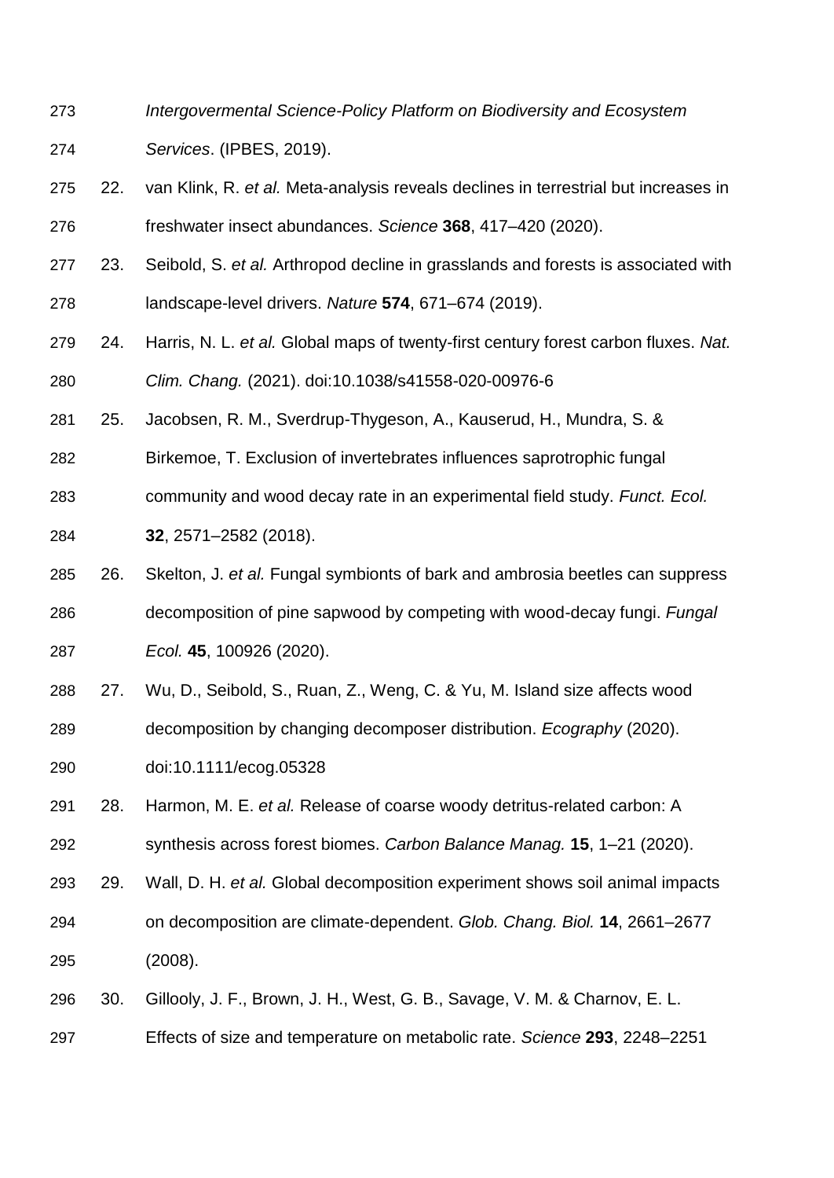*Intergovermental Science-Policy Platform on Biodiversity and Ecosystem Services*. (IPBES, 2019).

22. van Klink, R. *et al.* Meta-analysis reveals declines in terrestrial but increases in freshwater insect abundances. *Science* **368**, 417–420 (2020).
23. Seibold, S. *et al.* Arthropod decline in grasslands and forests is associated with landscape-level drivers. *Nature* **574**, 671–674 (2019).
24. Harris, N. L. *et al.* Global maps of twenty-first century forest carbon fluxes. *Nat. Clim. Chang.* (2021). doi:10.1038/s41558-020-00976-6
25. Jacobsen, R. M., Sverdrup-Thygeson, A., Kauserud, H., Mundra, S. & Birkemoe, T. Exclusion of invertebrates influences saprotrophic fungal community and wood decay rate in an experimental field study. *Funct. Ecol.* **32**, 2571–2582 (2018).
26. Skelton, J. *et al.* Fungal symbionts of bark and ambrosia beetles can suppress decomposition of pine sapwood by competing with wood-decay fungi. *Fungal Ecol.* **45**, 100926 (2020).
27. Wu, D., Seibold, S., Ruan, Z., Weng, C. & Yu, M. Island size affects wood decomposition by changing decomposer distribution. *Ecography* (2020). doi:10.1111/ecog.05328
28. Harmon, M. E. *et al.* Release of coarse woody detritus-related carbon: A synthesis across forest biomes. *Carbon Balance Manag.* **15**, 1–21 (2020).
29. Wall, D. H. *et al.* Global decomposition experiment shows soil animal impacts on decomposition are climate-dependent. *Glob. Chang. Biol.* **14**, 2661–2677 (2008).
30. Gillooly, J. F., Brown, J. H., West, G. B., Savage, V. M. & Charnov, E. L. Effects of size and temperature on metabolic rate. *Science* **293**, 2248–2251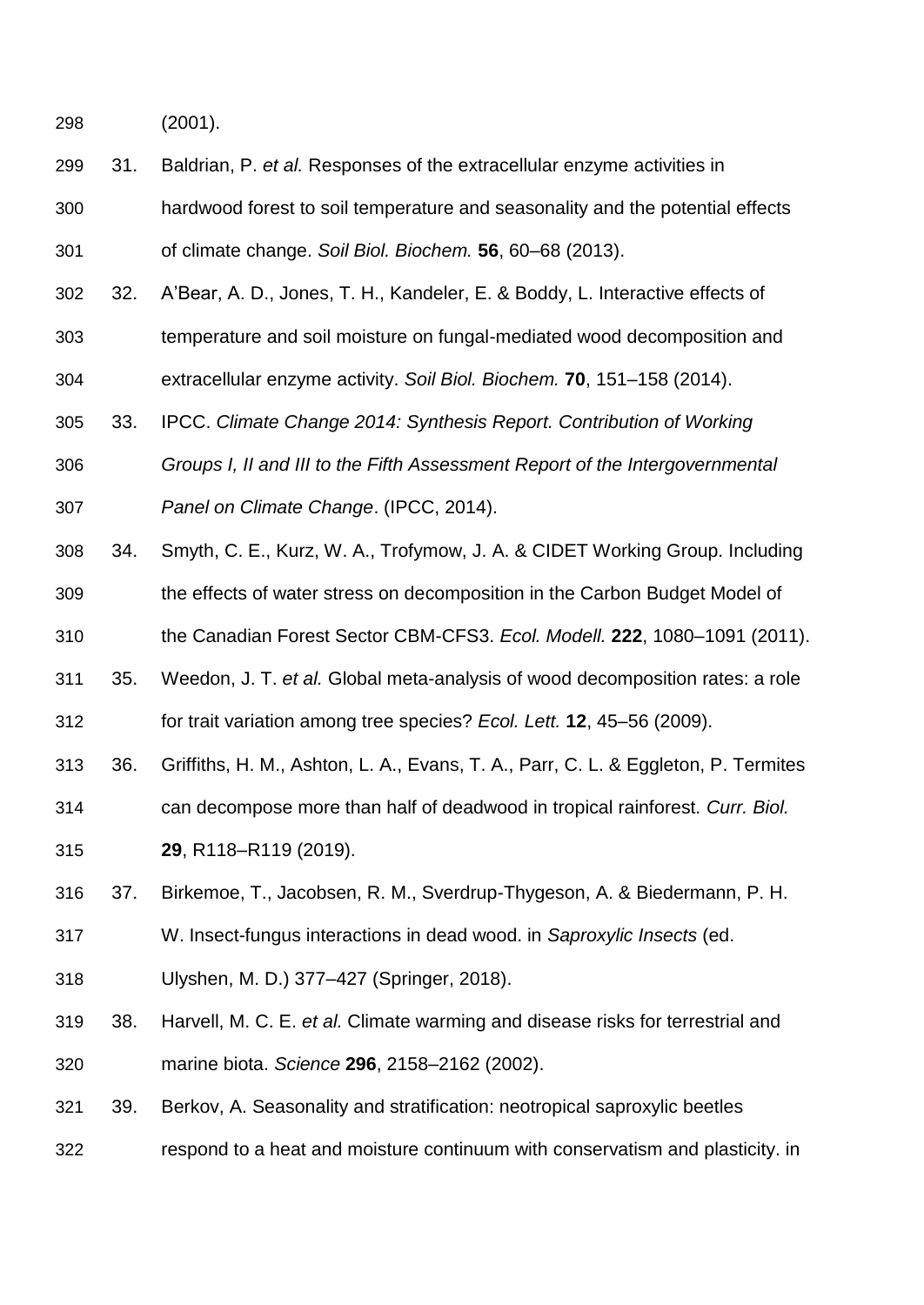(2001).

31. Baldrian, P. *et al.* Responses of the extracellular enzyme activities in hardwood forest to soil temperature and seasonality and the potential effects of climate change. *Soil Biol. Biochem.* **56**, 60–68 (2013).
32. A'Bear, A. D., Jones, T. H., Kandeler, E. & Boddy, L. Interactive effects of temperature and soil moisture on fungal-mediated wood decomposition and extracellular enzyme activity. *Soil Biol. Biochem.* **70**, 151–158 (2014).
33. IPCC. *Climate Change 2014: Synthesis Report. Contribution of Working Groups I, II and III to the Fifth Assessment Report of the Intergovernmental Panel on Climate Change*. (IPCC, 2014).
34. Smyth, C. E., Kurz, W. A., Trofymow, J. A. & CIDET Working Group. Including the effects of water stress on decomposition in the Carbon Budget Model of the Canadian Forest Sector CBM-CFS3. *Ecol. Modell.* **222**, 1080–1091 (2011).
35. Weedon, J. T. *et al.* Global meta-analysis of wood decomposition rates: a role for trait variation among tree species? *Ecol. Lett.* **12**, 45–56 (2009).
36. Griffiths, H. M., Ashton, L. A., Evans, T. A., Parr, C. L. & Eggleton, P. Termites can decompose more than half of deadwood in tropical rainforest. *Curr. Biol.* **29**, R118–R119 (2019).
37. Birkemoe, T., Jacobsen, R. M., Sverdrup-Thygeson, A. & Biedermann, P. H. W. Insect-fungus interactions in dead wood. in *Saproxylic Insects* (ed. Ulyshen, M. D.) 377–427 (Springer, 2018).
38. Harvell, M. C. E. *et al.* Climate warming and disease risks for terrestrial and marine biota. *Science* **296**, 2158–2162 (2002).
39. Berkov, A. Seasonality and stratification: neotropical saproxylic beetles respond to a heat and moisture continuum with conservatism and plasticity. in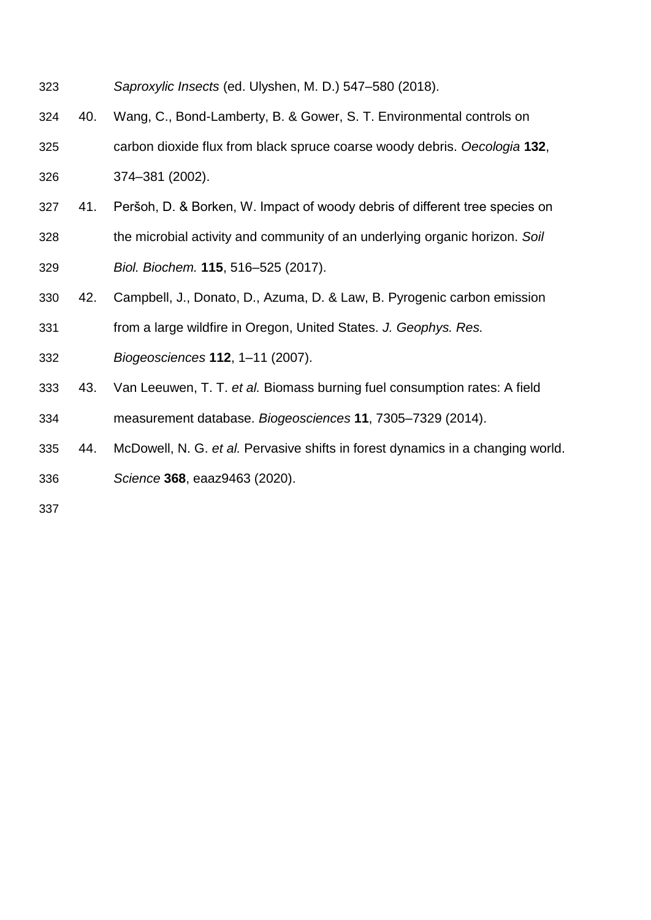*Saproxylic Insects* (ed. Ulyshen, M. D.) 547–580 (2018).

40. Wang, C., Bond-Lamberty, B. & Gower, S. T. Environmental controls on carbon dioxide flux from black spruce coarse woody debris. *Oecologia* **132**, 374–381 (2002).

41. Peršoh, D. & Borken, W. Impact of woody debris of different tree species on the microbial activity and community of an underlying organic horizon. *Soil Biol. Biochem.* **115**, 516–525 (2017).

42. Campbell, J., Donato, D., Azuma, D. & Law, B. Pyrogenic carbon emission from a large wildfire in Oregon, United States. *J. Geophys. Res. Biogeosciences* **112**, 1–11 (2007).

43. Van Leeuwen, T. T. *et al.* Biomass burning fuel consumption rates: A field measurement database. *Biogeosciences* **11**, 7305–7329 (2014).

44. McDowell, N. G. *et al.* Pervasive shifts in forest dynamics in a changing world. *Science* **368**, eaaz9463 (2020).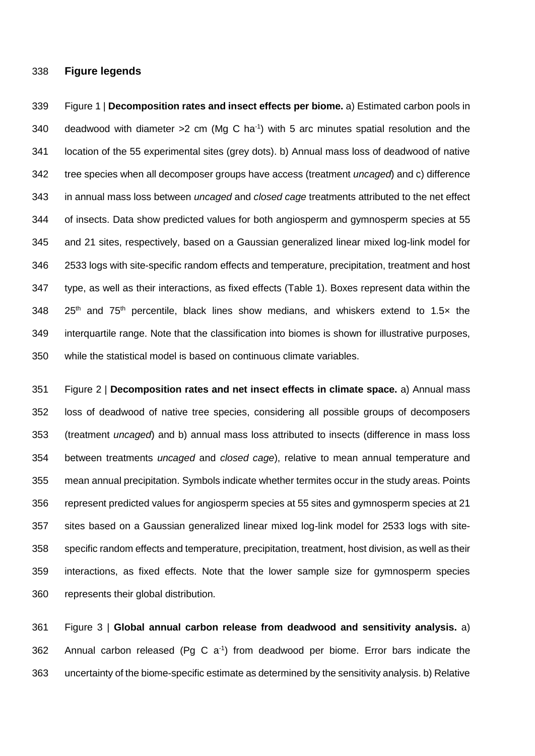## Figure legends

Figure 1 | **Decomposition rates and insect effects per biome.** a) Estimated carbon pools in deadwood with diameter >2 cm (Mg C $ha^{-1}$) with 5 arc minutes spatial resolution and the location of the 55 experimental sites (grey dots). b) Annual mass loss of deadwood of native tree species when all decomposer groups have access (treatment *uncaged*) and c) difference in annual mass loss between *uncaged* and *closed cage* treatments attributed to the net effect of insects. Data show predicted values for both angiosperm and gymnosperm species at 55 and 21 sites, respectively, based on a Gaussian generalized linear mixed log-link model for 2533 logs with site-specific random effects and temperature, precipitation, treatment and host type, as well as their interactions, as fixed effects (Table 1). Boxes represent data within the $25^{th}$ and $75^{th}$ percentile, black lines show medians, and whiskers extend to 1.5× the interquartile range. Note that the classification into biomes is shown for illustrative purposes, while the statistical model is based on continuous climate variables.

Figure 2 | **Decomposition rates and net insect effects in climate space.** a) Annual mass loss of deadwood of native tree species, considering all possible groups of decomposers (treatment *uncaged*) and b) annual mass loss attributed to insects (difference in mass loss between treatments *uncaged* and *closed cage*), relative to mean annual temperature and mean annual precipitation. Symbols indicate whether termites occur in the study areas. Points represent predicted values for angiosperm species at 55 sites and gymnosperm species at 21 sites based on a Gaussian generalized linear mixed log-link model for 2533 logs with site-specific random effects and temperature, precipitation, treatment, host division, as well as their interactions, as fixed effects. Note that the lower sample size for gymnosperm species represents their global distribution.

Figure 3 | **Global annual carbon release from deadwood and sensitivity analysis.** a) Annual carbon released (Pg C $a^{-1}$) from deadwood per biome. Error bars indicate the uncertainty of the biome-specific estimate as determined by the sensitivity analysis. b) Relative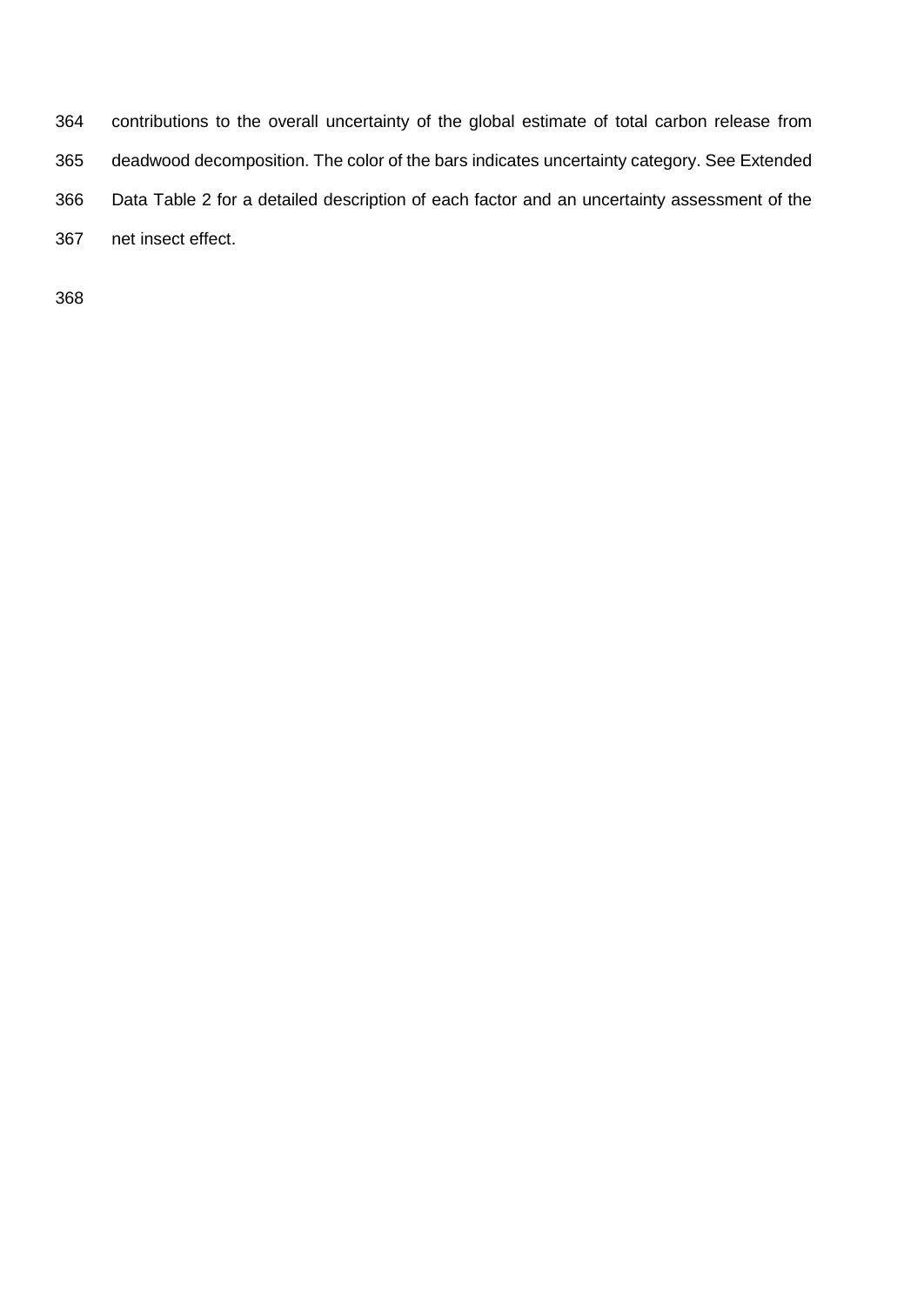contributions to the overall uncertainty of the global estimate of total carbon release from deadwood decomposition. The color of the bars indicates uncertainty category. See Extended Data Table 2 for a detailed description of each factor and an uncertainty assessment of the net insect effect.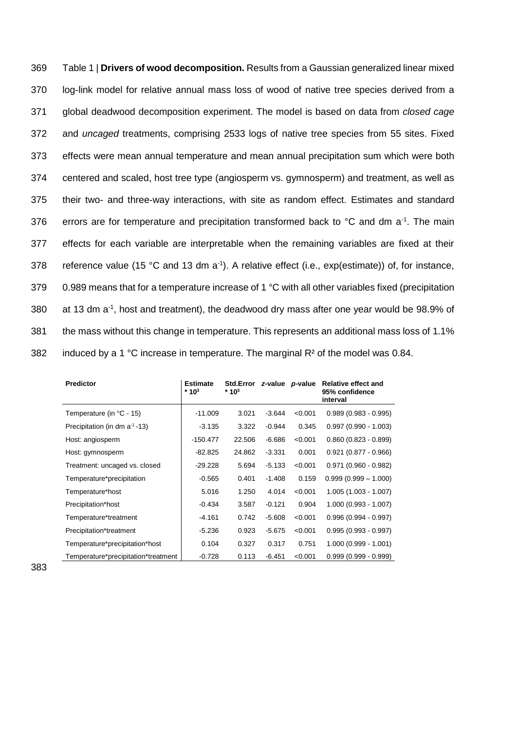Table 1 | **Drivers of wood decomposition.** Results from a Gaussian generalized linear mixed log-link model for relative annual mass loss of wood of native tree species derived from a global deadwood decomposition experiment. The model is based on data from *closed cage* and *uncaged* treatments, comprising 2533 logs of native tree species from 55 sites. Fixed effects were mean annual temperature and mean annual precipitation sum which were both centered and scaled, host tree type (angiosperm vs. gymnosperm) and treatment, as well as their two- and three-way interactions, with site as random effect. Estimates and standard errors are for temperature and precipitation transformed back to °C and dm $a^{-1}$. The main effects for each variable are interpretable when the remaining variables are fixed at their reference value (15 °C and 13 dm $a^{-1}$). A relative effect (i.e., exp(estimate)) of, for instance, 0.989 means that for a temperature increase of 1 °C with all other variables fixed (precipitation at 13 dm $a^{-1}$, host and treatment), the deadwood dry mass after one year would be 98.9% of the mass without this change in temperature. This represents an additional mass loss of 1.1% induced by a 1 °C increase in temperature. The marginal $R^2$ of the model was 0.84.

| **Predictor** | **Estimate** $* 10^3$ | **Std.Error** $* 10^3$ | ***z*-value** | ***p*-value** | **Relative effect and 95% confidence interval** |
|---|---|---|---|---|---|
| Temperature (in °C - 15) | -11.009 | 3.021 | -3.644 | <0.001 | 0.989 (0.983 - 0.995) |
| Precipitation (in dm $a^{-1}$ -13) | -3.135 | 3.322 | -0.944 | 0.345 | 0.997 (0.990 - 1.003) |
| Host: angiosperm | -150.477 | 22.506 | -6.686 | <0.001 | 0.860 (0.823 - 0.899) |
| Host: gymnosperm | -82.825 | 24.862 | -3.331 | 0.001 | 0.921 (0.877 - 0.966) |
| Treatment: uncaged vs. closed | -29.228 | 5.694 | -5.133 | <0.001 | 0.971 (0.960 - 0.982) |
| Temperature*precipitation | -0.565 | 0.401 | -1.408 | 0.159 | 0.999 (0.999 – 1.000) |
| Temperature*host | 5.016 | 1.250 | 4.014 | <0.001 | 1.005 (1.003 - 1.007) |
| Precipitation*host | -0.434 | 3.587 | -0.121 | 0.904 | 1.000 (0.993 - 1.007) |
| Temperature*treatment | -4.161 | 0.742 | -5.608 | <0.001 | 0.996 (0.994 - 0.997) |
| Precipitation*treatment | -5.236 | 0.923 | -5.675 | <0.001 | 0.995 (0.993 - 0.997) |
| Temperature*precipitation*host | 0.104 | 0.327 | 0.317 | 0.751 | 1.000 (0.999 - 1.001) |
| Temperature*precipitation*treatment | -0.728 | 0.113 | -6.451 | <0.001 | 0.999 (0.999 - 0.999) |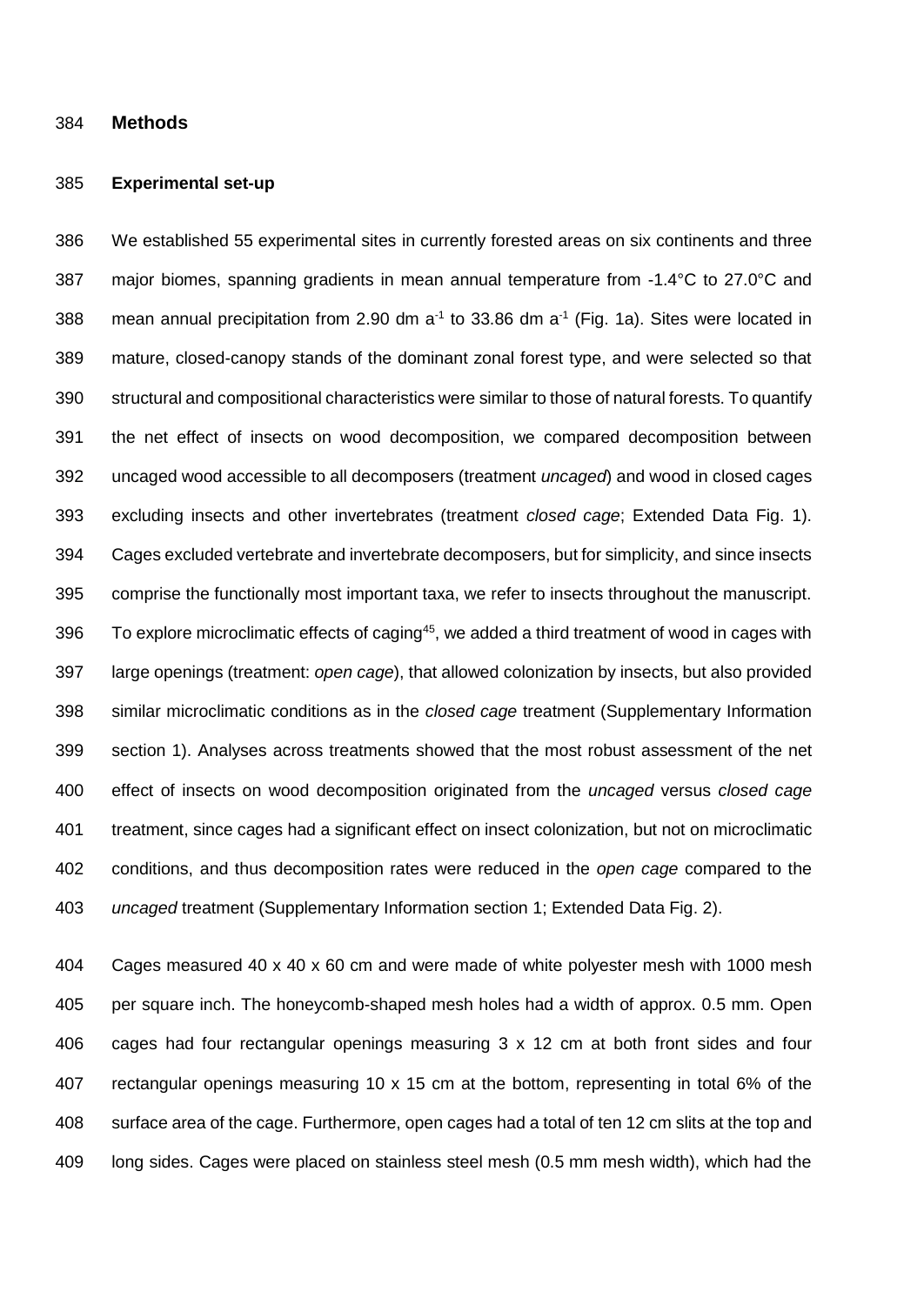## Methods

### Experimental set-up

We established 55 experimental sites in currently forested areas on six continents and three major biomes, spanning gradients in mean annual temperature from -1.4°C to 27.0°C and mean annual precipitation from 2.90 dm $a^{-1}$ to 33.86 dm $a^{-1}$ (Fig. 1a). Sites were located in mature, closed-canopy stands of the dominant zonal forest type, and were selected so that structural and compositional characteristics were similar to those of natural forests. To quantify the net effect of insects on wood decomposition, we compared decomposition between uncaged wood accessible to all decomposers (treatment *uncaged*) and wood in closed cages excluding insects and other invertebrates (treatment *closed cage*; Extended Data Fig. 1). Cages excluded vertebrate and invertebrate decomposers, but for simplicity, and since insects comprise the functionally most important taxa, we refer to insects throughout the manuscript. To explore microclimatic effects of caging[45], we added a third treatment of wood in cages with large openings (treatment: *open cage*), that allowed colonization by insects, but also provided similar microclimatic conditions as in the *closed cage* treatment (Supplementary Information section 1). Analyses across treatments showed that the most robust assessment of the net effect of insects on wood decomposition originated from the *uncaged* versus *closed cage* treatment, since cages had a significant effect on insect colonization, but not on microclimatic conditions, and thus decomposition rates were reduced in the *open cage* compared to the *uncaged* treatment (Supplementary Information section 1; Extended Data Fig. 2).

Cages measured 40 x 40 x 60 cm and were made of white polyester mesh with 1000 mesh per square inch. The honeycomb-shaped mesh holes had a width of approx. 0.5 mm. Open cages had four rectangular openings measuring 3 x 12 cm at both front sides and four rectangular openings measuring 10 x 15 cm at the bottom, representing in total 6% of the surface area of the cage. Furthermore, open cages had a total of ten 12 cm slits at the top and long sides. Cages were placed on stainless steel mesh (0.5 mm mesh width), which had the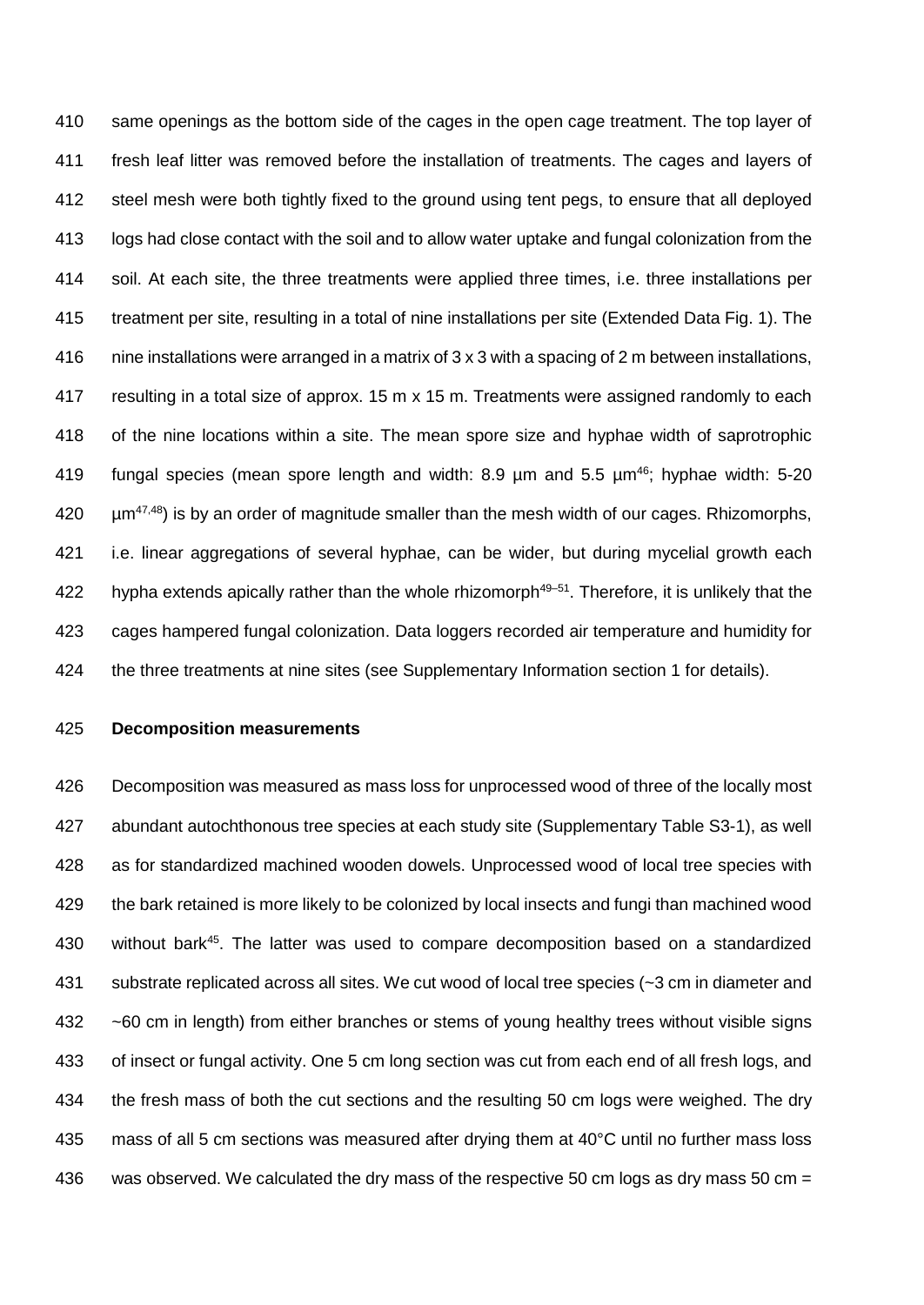same openings as the bottom side of the cages in the open cage treatment. The top layer of fresh leaf litter was removed before the installation of treatments. The cages and layers of steel mesh were both tightly fixed to the ground using tent pegs, to ensure that all deployed logs had close contact with the soil and to allow water uptake and fungal colonization from the soil. At each site, the three treatments were applied three times, i.e. three installations per treatment per site, resulting in a total of nine installations per site (Extended Data Fig. 1). The nine installations were arranged in a matrix of 3 x 3 with a spacing of 2 m between installations, resulting in a total size of approx. 15 m x 15 m. Treatments were assigned randomly to each of the nine locations within a site. The mean spore size and hyphae width of saprotrophic fungal species (mean spore length and width: 8.9 µm and 5.5 µm[46]; hyphae width: 5-20 µm[47,48]) is by an order of magnitude smaller than the mesh width of our cages. Rhizomorphs, i.e. linear aggregations of several hyphae, can be wider, but during mycelial growth each hypha extends apically rather than the whole rhizomorph[49–51]. Therefore, it is unlikely that the cages hampered fungal colonization. Data loggers recorded air temperature and humidity for the three treatments at nine sites (see Supplementary Information section 1 for details).

**Decomposition measurements**

Decomposition was measured as mass loss for unprocessed wood of three of the locally most abundant autochthonous tree species at each study site (Supplementary Table S3-1), as well as for standardized machined wooden dowels. Unprocessed wood of local tree species with the bark retained is more likely to be colonized by local insects and fungi than machined wood without bark[45]. The latter was used to compare decomposition based on a standardized substrate replicated across all sites. We cut wood of local tree species (~3 cm in diameter and ~60 cm in length) from either branches or stems of young healthy trees without visible signs of insect or fungal activity. One 5 cm long section was cut from each end of all fresh logs, and the fresh mass of both the cut sections and the resulting 50 cm logs were weighed. The dry mass of all 5 cm sections was measured after drying them at 40°C until no further mass loss was observed. We calculated the dry mass of the respective 50 cm logs as dry mass 50 cm =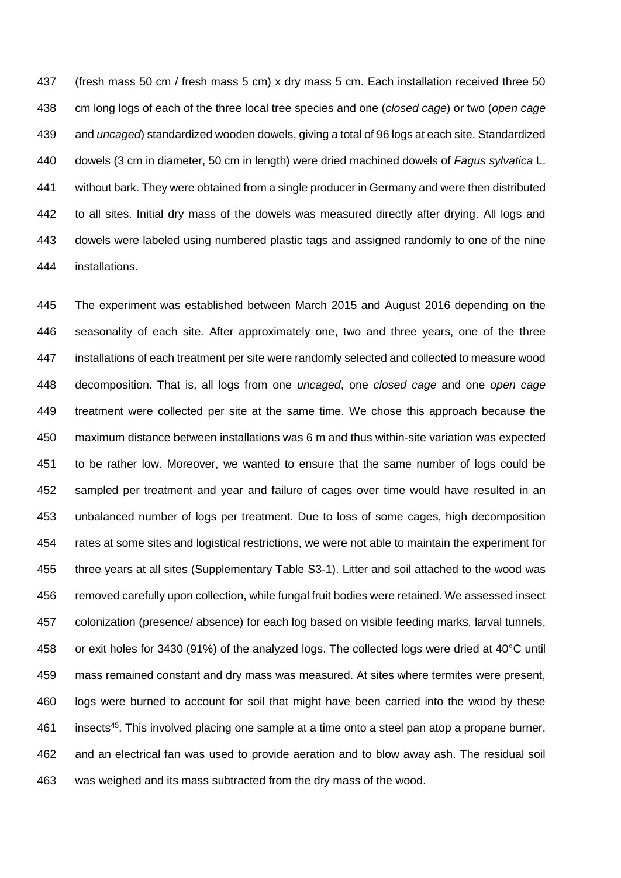(fresh mass 50 cm / fresh mass 5 cm) x dry mass 5 cm. Each installation received three 50 cm long logs of each of the three local tree species and one (*closed cage*) or two (*open cage* and *uncaged*) standardized wooden dowels, giving a total of 96 logs at each site. Standardized dowels (3 cm in diameter, 50 cm in length) were dried machined dowels of *Fagus sylvatica* L. without bark. They were obtained from a single producer in Germany and were then distributed to all sites. Initial dry mass of the dowels was measured directly after drying. All logs and dowels were labeled using numbered plastic tags and assigned randomly to one of the nine installations.

The experiment was established between March 2015 and August 2016 depending on the seasonality of each site. After approximately one, two and three years, one of the three installations of each treatment per site were randomly selected and collected to measure wood decomposition. That is, all logs from one *uncaged*, one *closed cage* and one *open cage* treatment were collected per site at the same time. We chose this approach because the maximum distance between installations was 6 m and thus within-site variation was expected to be rather low. Moreover, we wanted to ensure that the same number of logs could be sampled per treatment and year and failure of cages over time would have resulted in an unbalanced number of logs per treatment. Due to loss of some cages, high decomposition rates at some sites and logistical restrictions, we were not able to maintain the experiment for three years at all sites (Supplementary Table S3-1). Litter and soil attached to the wood was removed carefully upon collection, while fungal fruit bodies were retained. We assessed insect colonization (presence/ absence) for each log based on visible feeding marks, larval tunnels, or exit holes for 3430 (91%) of the analyzed logs. The collected logs were dried at 40°C until mass remained constant and dry mass was measured. At sites where termites were present, logs were burned to account for soil that might have been carried into the wood by these insects[45]. This involved placing one sample at a time onto a steel pan atop a propane burner, and an electrical fan was used to provide aeration and to blow away ash. The residual soil was weighed and its mass subtracted from the dry mass of the wood.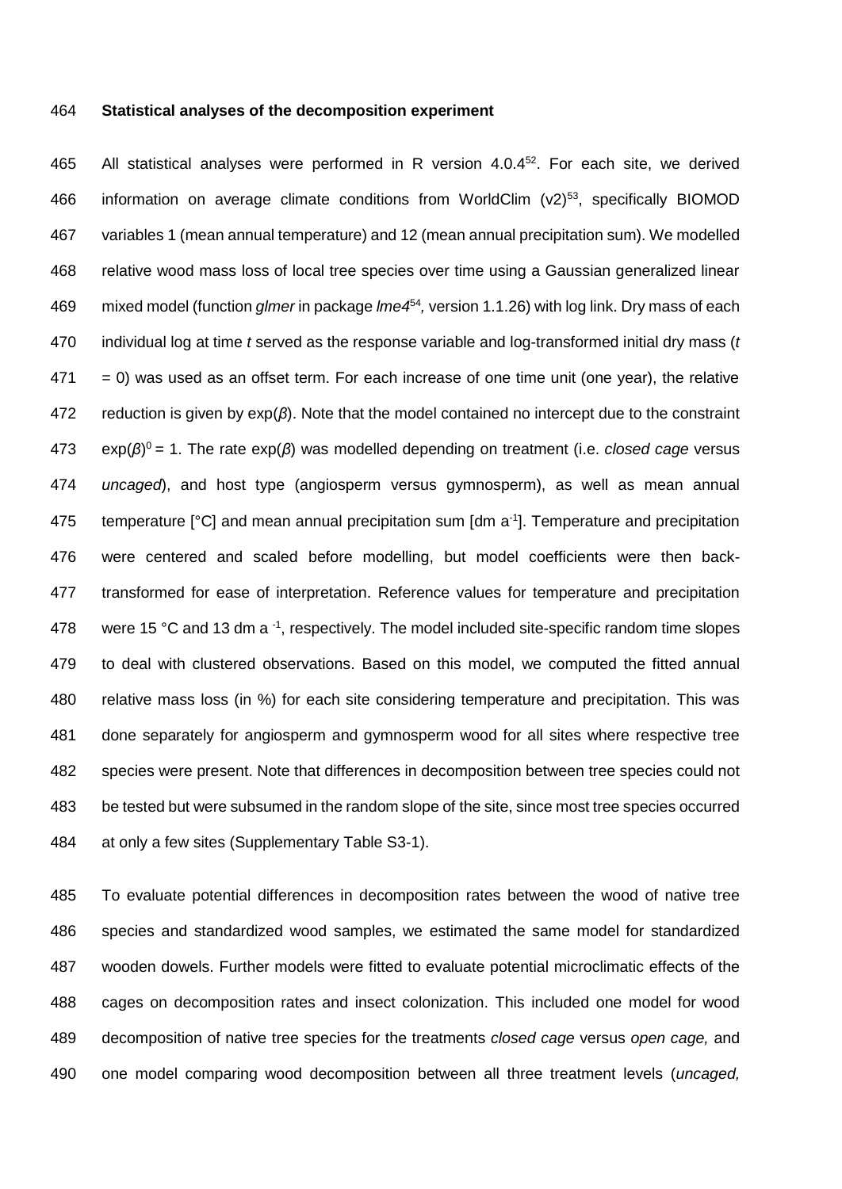**Statistical analyses of the decomposition experiment**

All statistical analyses were performed in R version 4.0.4[52]. For each site, we derived information on average climate conditions from WorldClim (v2)[53], specifically BIOMOD variables 1 (mean annual temperature) and 12 (mean annual precipitation sum). We modelled relative wood mass loss of local tree species over time using a Gaussian generalized linear mixed model (function *glmer* in package *lme4*[54], version 1.1.26) with log link. Dry mass of each individual log at time *t* served as the response variable and log-transformed initial dry mass ($t = 0$) was used as an offset term. For each increase of one time unit (one year), the relative reduction is given by $\exp(\beta)$. Note that the model contained no intercept due to the constraint $\exp(\beta)^0 = 1$. The rate $\exp(\beta)$ was modelled depending on treatment (i.e. *closed cage* versus *uncaged*), and host type (angiosperm versus gymnosperm), as well as mean annual temperature [°C] and mean annual precipitation sum [dm $a^{-1}$]. Temperature and precipitation were centered and scaled before modelling, but model coefficients were then back-transformed for ease of interpretation. Reference values for temperature and precipitation were 15 °C and 13 dm $a^{-1}$, respectively. The model included site-specific random time slopes to deal with clustered observations. Based on this model, we computed the fitted annual relative mass loss (in %) for each site considering temperature and precipitation. This was done separately for angiosperm and gymnosperm wood for all sites where respective tree species were present. Note that differences in decomposition between tree species could not be tested but were subsumed in the random slope of the site, since most tree species occurred at only a few sites (Supplementary Table S3-1).

To evaluate potential differences in decomposition rates between the wood of native tree species and standardized wood samples, we estimated the same model for standardized wooden dowels. Further models were fitted to evaluate potential microclimatic effects of the cages on decomposition rates and insect colonization. This included one model for wood decomposition of native tree species for the treatments *closed cage* versus *open cage,* and one model comparing wood decomposition between all three treatment levels (*uncaged,*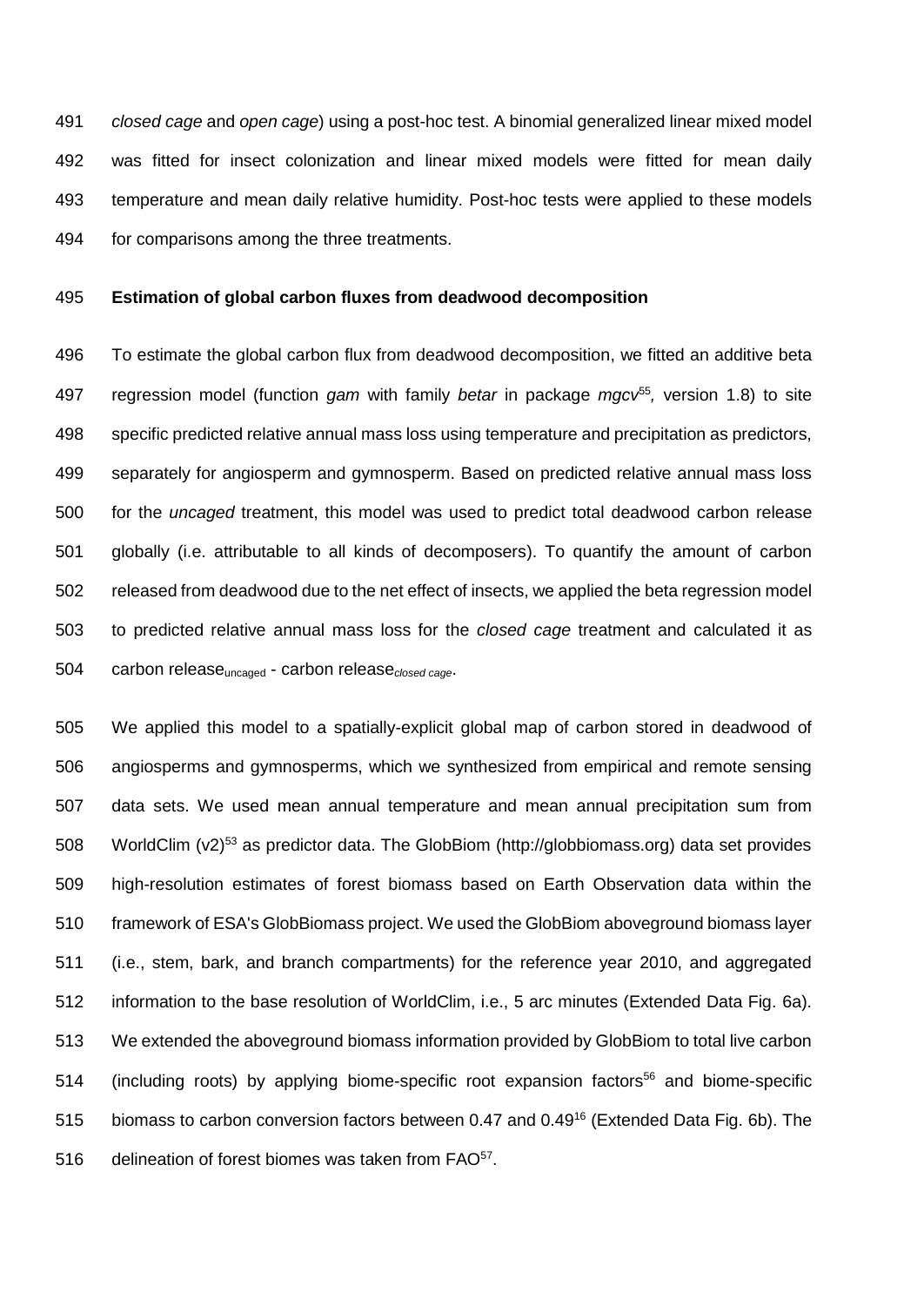*closed cage* and *open cage*) using a post-hoc test. A binomial generalized linear mixed model was fitted for insect colonization and linear mixed models were fitted for mean daily temperature and mean daily relative humidity. Post-hoc tests were applied to these models for comparisons among the three treatments.

**Estimation of global carbon fluxes from deadwood decomposition**

To estimate the global carbon flux from deadwood decomposition, we fitted an additive beta regression model (function *gam* with family *betar* in package *mgcv*[55], version 1.8) to site specific predicted relative annual mass loss using temperature and precipitation as predictors, separately for angiosperm and gymnosperm. Based on predicted relative annual mass loss for the *uncaged* treatment, this model was used to predict total deadwood carbon release globally (i.e. attributable to all kinds of decomposers). To quantify the amount of carbon released from deadwood due to the net effect of insects, we applied the beta regression model to predicted relative annual mass loss for the *closed cage* treatment and calculated it as carbon release$_{\text{uncaged}}$ - carbon release$_{\textit{closed cage}}$.

We applied this model to a spatially-explicit global map of carbon stored in deadwood of angiosperms and gymnosperms, which we synthesized from empirical and remote sensing data sets. We used mean annual temperature and mean annual precipitation sum from WorldClim (v2)[53] as predictor data. The GlobBiom (http://globbiomass.org) data set provides high-resolution estimates of forest biomass based on Earth Observation data within the framework of ESA's GlobBiomass project. We used the GlobBiom aboveground biomass layer (i.e., stem, bark, and branch compartments) for the reference year 2010, and aggregated information to the base resolution of WorldClim, i.e., 5 arc minutes (Extended Data Fig. 6a). We extended the aboveground biomass information provided by GlobBiom to total live carbon (including roots) by applying biome-specific root expansion factors[56] and biome-specific biomass to carbon conversion factors between 0.47 and 0.49[16] (Extended Data Fig. 6b). The delineation of forest biomes was taken from FAO[57].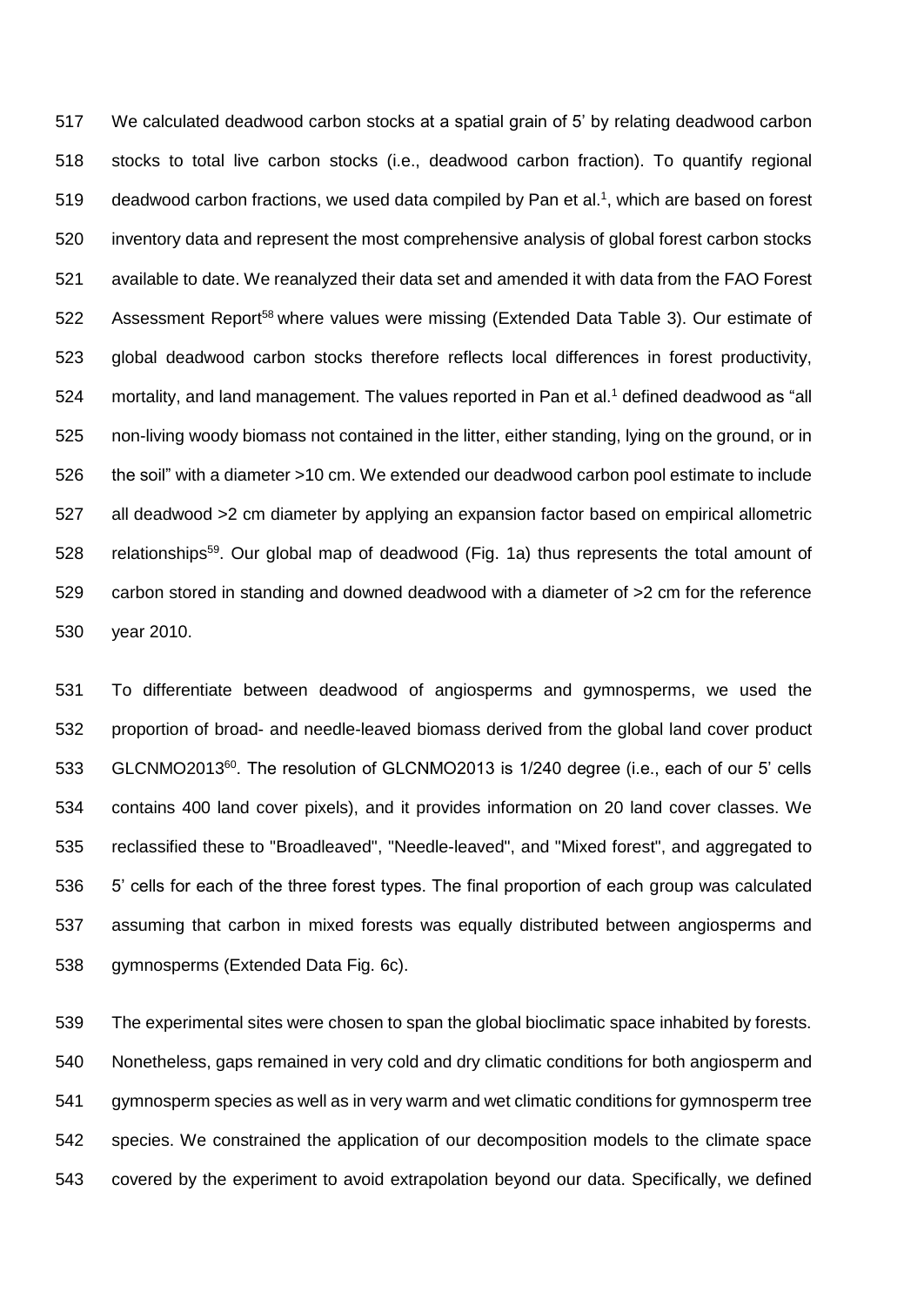We calculated deadwood carbon stocks at a spatial grain of 5' by relating deadwood carbon stocks to total live carbon stocks (i.e., deadwood carbon fraction). To quantify regional deadwood carbon fractions, we used data compiled by Pan et al.[1], which are based on forest inventory data and represent the most comprehensive analysis of global forest carbon stocks available to date. We reanalyzed their data set and amended it with data from the FAO Forest Assessment Report[58] where values were missing (Extended Data Table 3). Our estimate of global deadwood carbon stocks therefore reflects local differences in forest productivity, mortality, and land management. The values reported in Pan et al.[1] defined deadwood as "all non-living woody biomass not contained in the litter, either standing, lying on the ground, or in the soil" with a diameter >10 cm. We extended our deadwood carbon pool estimate to include all deadwood >2 cm diameter by applying an expansion factor based on empirical allometric relationships[59]. Our global map of deadwood (Fig. 1a) thus represents the total amount of carbon stored in standing and downed deadwood with a diameter of >2 cm for the reference year 2010.

To differentiate between deadwood of angiosperms and gymnosperms, we used the proportion of broad- and needle-leaved biomass derived from the global land cover product GLCNMO2013[60]. The resolution of GLCNMO2013 is 1/240 degree (i.e., each of our 5' cells contains 400 land cover pixels), and it provides information on 20 land cover classes. We reclassified these to "Broadleaved", "Needle-leaved", and "Mixed forest", and aggregated to 5' cells for each of the three forest types. The final proportion of each group was calculated assuming that carbon in mixed forests was equally distributed between angiosperms and gymnosperms (Extended Data Fig. 6c).

The experimental sites were chosen to span the global bioclimatic space inhabited by forests. Nonetheless, gaps remained in very cold and dry climatic conditions for both angiosperm and gymnosperm species as well as in very warm and wet climatic conditions for gymnosperm tree species. We constrained the application of our decomposition models to the climate space covered by the experiment to avoid extrapolation beyond our data. Specifically, we defined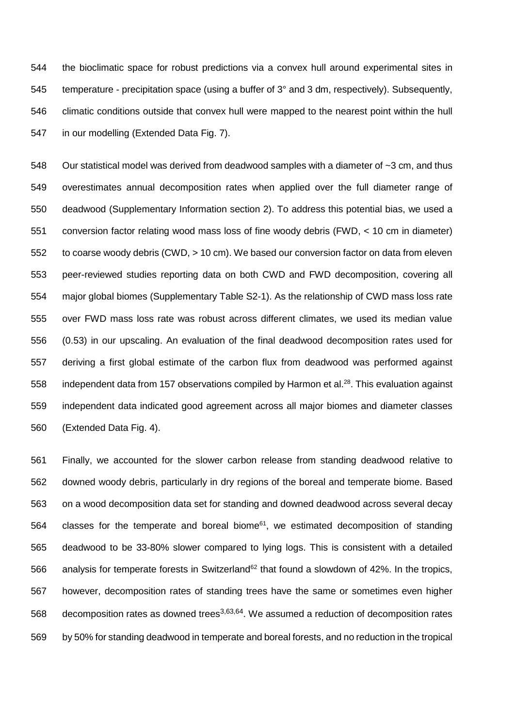the bioclimatic space for robust predictions via a convex hull around experimental sites in temperature - precipitation space (using a buffer of 3° and 3 dm, respectively). Subsequently, climatic conditions outside that convex hull were mapped to the nearest point within the hull in our modelling (Extended Data Fig. 7).

Our statistical model was derived from deadwood samples with a diameter of ~3 cm, and thus overestimates annual decomposition rates when applied over the full diameter range of deadwood (Supplementary Information section 2). To address this potential bias, we used a conversion factor relating wood mass loss of fine woody debris (FWD, < 10 cm in diameter) to coarse woody debris (CWD, > 10 cm). We based our conversion factor on data from eleven peer-reviewed studies reporting data on both CWD and FWD decomposition, covering all major global biomes (Supplementary Table S2-1). As the relationship of CWD mass loss rate over FWD mass loss rate was robust across different climates, we used its median value (0.53) in our upscaling. An evaluation of the final deadwood decomposition rates used for deriving a first global estimate of the carbon flux from deadwood was performed against independent data from 157 observations compiled by Harmon et al.[28]. This evaluation against independent data indicated good agreement across all major biomes and diameter classes (Extended Data Fig. 4).

Finally, we accounted for the slower carbon release from standing deadwood relative to downed woody debris, particularly in dry regions of the boreal and temperate biome. Based on a wood decomposition data set for standing and downed deadwood across several decay classes for the temperate and boreal biome[61], we estimated decomposition of standing deadwood to be 33-80% slower compared to lying logs. This is consistent with a detailed analysis for temperate forests in Switzerland[62] that found a slowdown of 42%. In the tropics, however, decomposition rates of standing trees have the same or sometimes even higher decomposition rates as downed trees[3,63,64]. We assumed a reduction of decomposition rates by 50% for standing deadwood in temperate and boreal forests, and no reduction in the tropical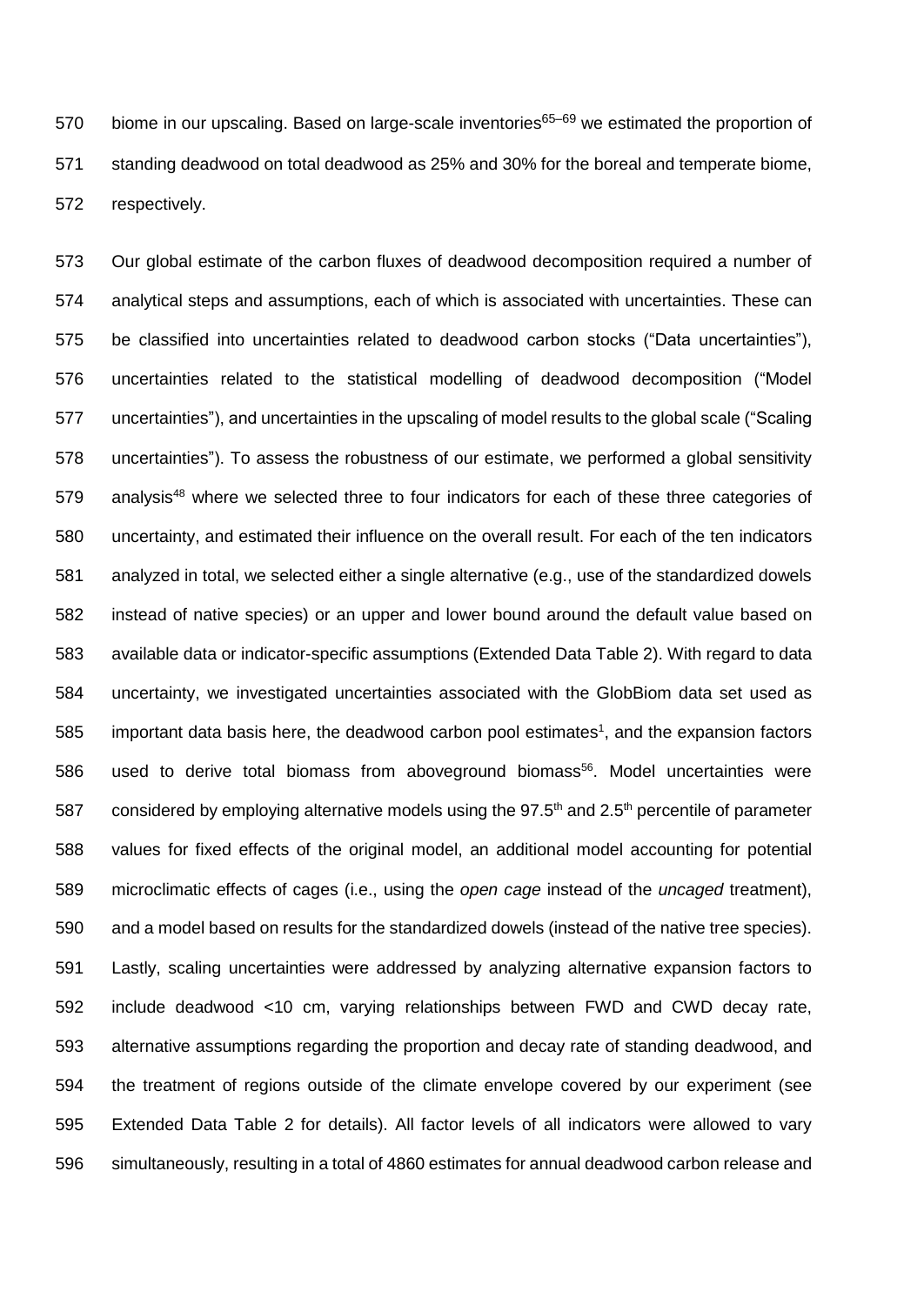biome in our upscaling. Based on large-scale inventories[65–69] we estimated the proportion of standing deadwood on total deadwood as 25% and 30% for the boreal and temperate biome, respectively.

Our global estimate of the carbon fluxes of deadwood decomposition required a number of analytical steps and assumptions, each of which is associated with uncertainties. These can be classified into uncertainties related to deadwood carbon stocks ("Data uncertainties"), uncertainties related to the statistical modelling of deadwood decomposition ("Model uncertainties"), and uncertainties in the upscaling of model results to the global scale ("Scaling uncertainties"). To assess the robustness of our estimate, we performed a global sensitivity analysis[48] where we selected three to four indicators for each of these three categories of uncertainty, and estimated their influence on the overall result. For each of the ten indicators analyzed in total, we selected either a single alternative (e.g., use of the standardized dowels instead of native species) or an upper and lower bound around the default value based on available data or indicator-specific assumptions (Extended Data Table 2). With regard to data uncertainty, we investigated uncertainties associated with the GlobBiom data set used as important data basis here, the deadwood carbon pool estimates[1], and the expansion factors used to derive total biomass from aboveground biomass[56]. Model uncertainties were considered by employing alternative models using the 97.5$^{th}$ and 2.5$^{th}$ percentile of parameter values for fixed effects of the original model, an additional model accounting for potential microclimatic effects of cages (i.e., using the *open cage* instead of the *uncaged* treatment), and a model based on results for the standardized dowels (instead of the native tree species). Lastly, scaling uncertainties were addressed by analyzing alternative expansion factors to include deadwood <10 cm, varying relationships between FWD and CWD decay rate, alternative assumptions regarding the proportion and decay rate of standing deadwood, and the treatment of regions outside of the climate envelope covered by our experiment (see Extended Data Table 2 for details). All factor levels of all indicators were allowed to vary simultaneously, resulting in a total of 4860 estimates for annual deadwood carbon release and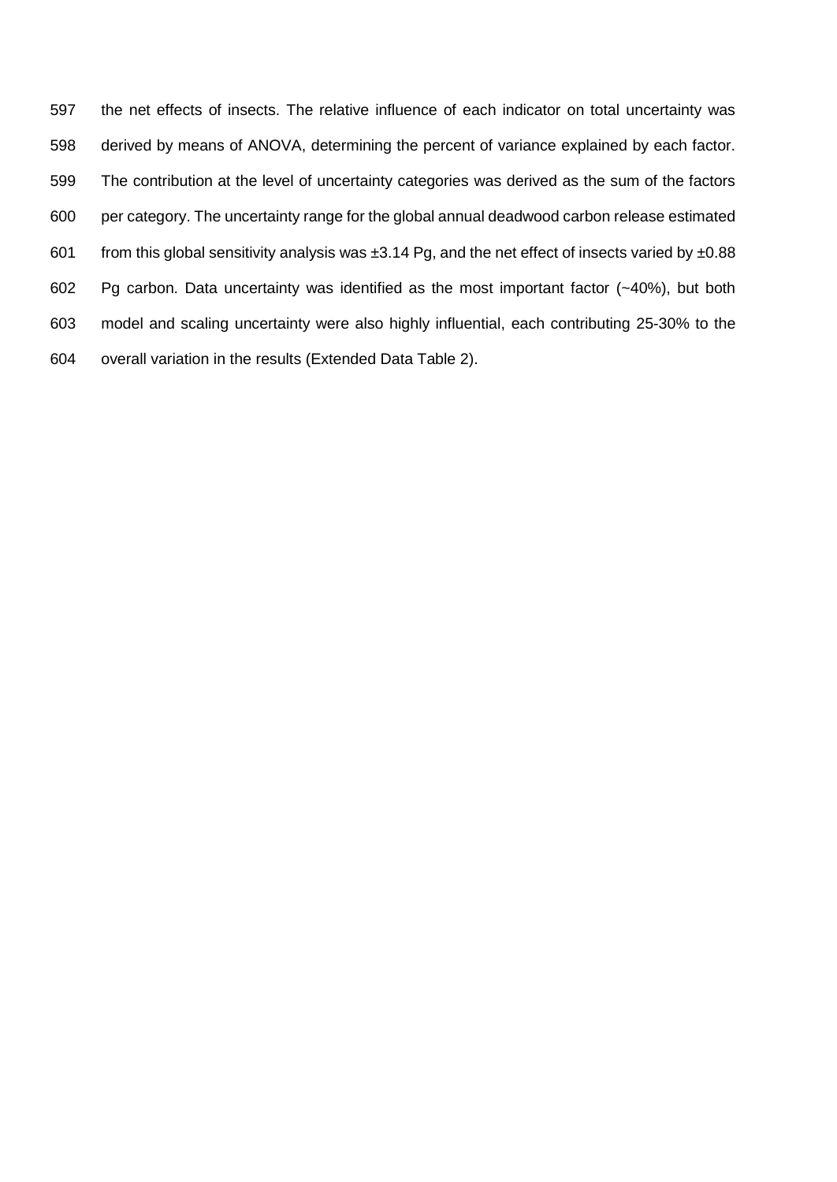the net effects of insects. The relative influence of each indicator on total uncertainty was derived by means of ANOVA, determining the percent of variance explained by each factor. The contribution at the level of uncertainty categories was derived as the sum of the factors per category. The uncertainty range for the global annual deadwood carbon release estimated from this global sensitivity analysis was ±3.14 Pg, and the net effect of insects varied by ±0.88 Pg carbon. Data uncertainty was identified as the most important factor (~40%), but both model and scaling uncertainty were also highly influential, each contributing 25-30% to the overall variation in the results (Extended Data Table 2).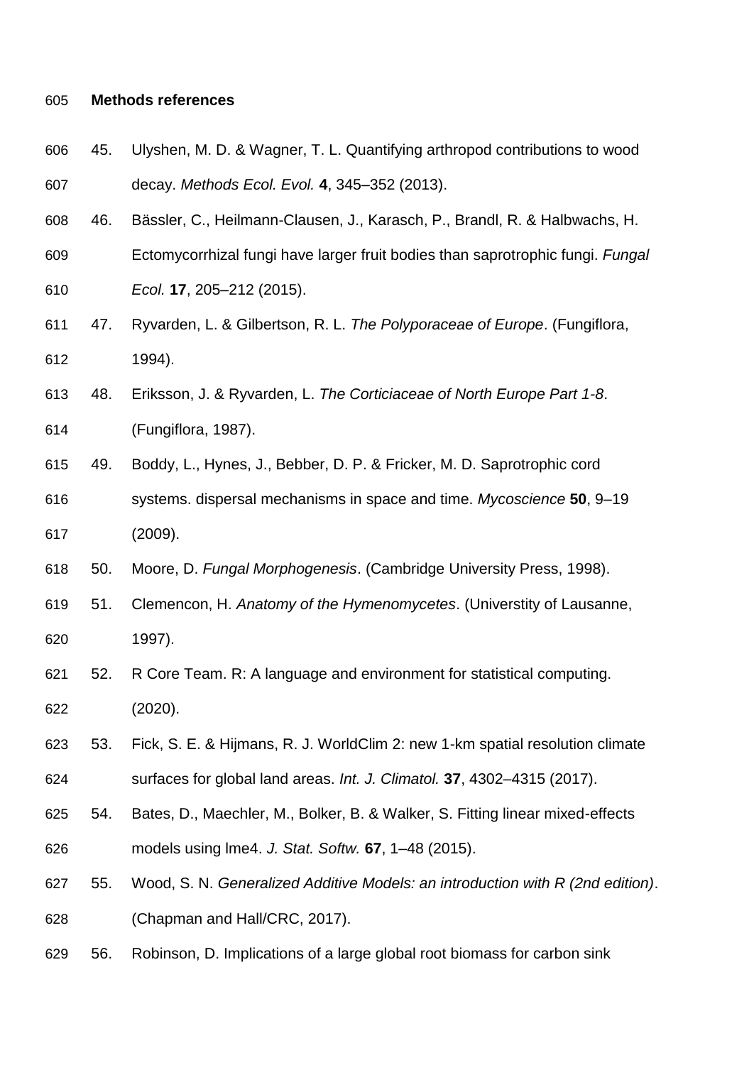**Methods references**

45. Ulyshen, M. D. & Wagner, T. L. Quantifying arthropod contributions to wood decay. *Methods Ecol. Evol.* **4**, 345–352 (2013).
46. Bässler, C., Heilmann-Clausen, J., Karasch, P., Brandl, R. & Halbwachs, H. Ectomycorrhizal fungi have larger fruit bodies than saprotrophic fungi. *Fungal Ecol.* **17**, 205–212 (2015).
47. Ryvarden, L. & Gilbertson, R. L. *The Polyporaceae of Europe*. (Fungiflora, 1994).
48. Eriksson, J. & Ryvarden, L. *The Corticiaceae of North Europe Part 1-8*. (Fungiflora, 1987).
49. Boddy, L., Hynes, J., Bebber, D. P. & Fricker, M. D. Saprotrophic cord systems. dispersal mechanisms in space and time. *Mycoscience* **50**, 9–19 (2009).
50. Moore, D. *Fungal Morphogenesis*. (Cambridge University Press, 1998).
51. Clemencon, H. *Anatomy of the Hymenomycetes*. (Universtity of Lausanne, 1997).
52. R Core Team. R: A language and environment for statistical computing. (2020).
53. Fick, S. E. & Hijmans, R. J. WorldClim 2: new 1-km spatial resolution climate surfaces for global land areas. *Int. J. Climatol.* **37**, 4302–4315 (2017).
54. Bates, D., Maechler, M., Bolker, B. & Walker, S. Fitting linear mixed-effects models using lme4. *J. Stat. Softw.* **67**, 1–48 (2015).
55. Wood, S. N. *Generalized Additive Models: an introduction with R (2nd edition)*. (Chapman and Hall/CRC, 2017).
56. Robinson, D. Implications of a large global root biomass for carbon sink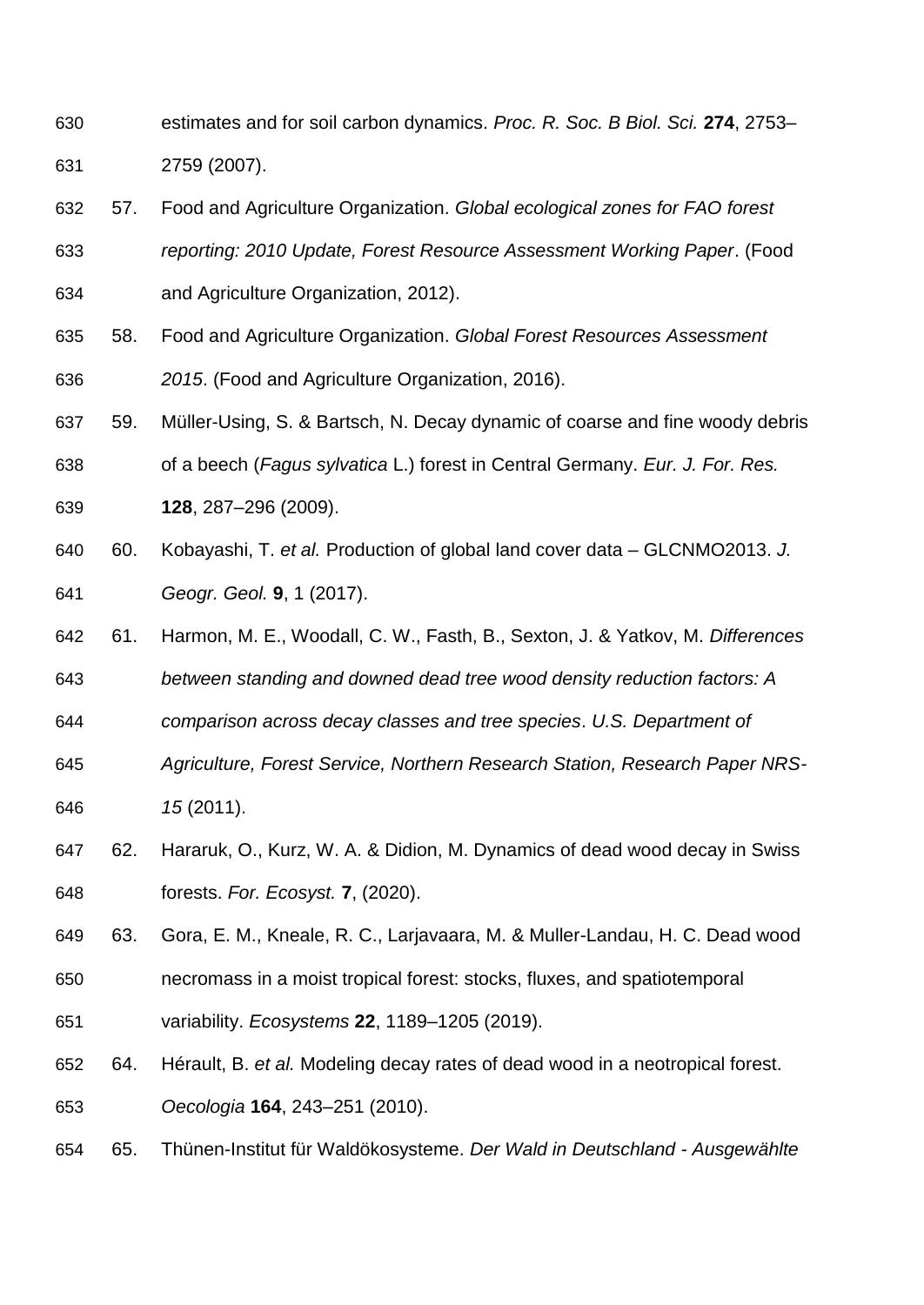estimates and for soil carbon dynamics. *Proc. R. Soc. B Biol. Sci.* **274**, 2753–2759 (2007).

57. Food and Agriculture Organization. *Global ecological zones for FAO forest reporting: 2010 Update, Forest Resource Assessment Working Paper*. (Food and Agriculture Organization, 2012).

58. Food and Agriculture Organization. *Global Forest Resources Assessment 2015*. (Food and Agriculture Organization, 2016).

59. Müller-Using, S. & Bartsch, N. Decay dynamic of coarse and fine woody debris of a beech (*Fagus sylvatica* L.) forest in Central Germany. *Eur. J. For. Res.* **128**, 287–296 (2009).

60. Kobayashi, T. *et al.* Production of global land cover data – GLCNMO2013. *J. Geogr. Geol.* **9**, 1 (2017).

61. Harmon, M. E., Woodall, C. W., Fasth, B., Sexton, J. & Yatkov, M. *Differences between standing and downed dead tree wood density reduction factors: A comparison across decay classes and tree species*. *U.S. Department of Agriculture, Forest Service, Northern Research Station, Research Paper NRS-15* (2011).

62. Hararuk, O., Kurz, W. A. & Didion, M. Dynamics of dead wood decay in Swiss forests. *For. Ecosyst.* **7**, (2020).

63. Gora, E. M., Kneale, R. C., Larjavaara, M. & Muller-Landau, H. C. Dead wood necromass in a moist tropical forest: stocks, fluxes, and spatiotemporal variability. *Ecosystems* **22**, 1189–1205 (2019).

64. Hérault, B. *et al.* Modeling decay rates of dead wood in a neotropical forest. *Oecologia* **164**, 243–251 (2010).

65. Thünen-Institut für Waldökosysteme. *Der Wald in Deutschland - Ausgewählte*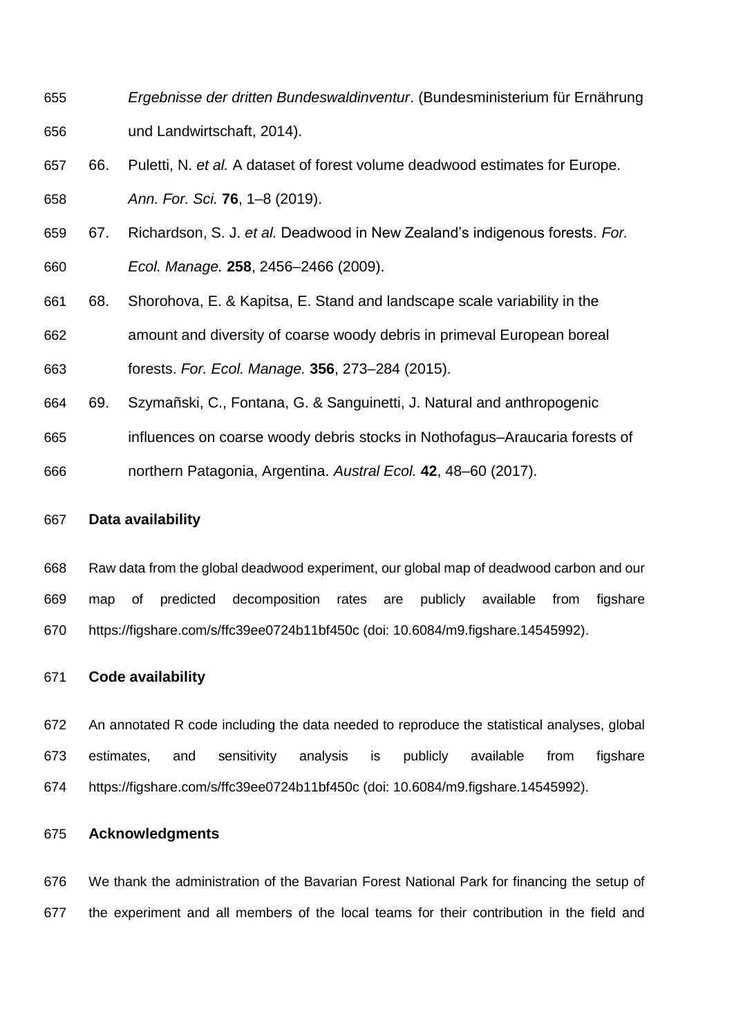*Ergebnisse der dritten Bundeswaldinventur*. (Bundesministerium für Ernährung und Landwirtschaft, 2014).

66. Puletti, N. *et al.* A dataset of forest volume deadwood estimates for Europe. *Ann. For. Sci.* **76**, 1–8 (2019).
67. Richardson, S. J. *et al.* Deadwood in New Zealand's indigenous forests. *For. Ecol. Manage.* **258**, 2456–2466 (2009).
68. Shorohova, E. & Kapitsa, E. Stand and landscape scale variability in the amount and diversity of coarse woody debris in primeval European boreal forests. *For. Ecol. Manage.* **356**, 273–284 (2015).
69. Szymañski, C., Fontana, G. & Sanguinetti, J. Natural and anthropogenic influences on coarse woody debris stocks in Nothofagus–Araucaria forests of northern Patagonia, Argentina. *Austral Ecol.* **42**, 48–60 (2017).

**Data availability**

Raw data from the global deadwood experiment, our global map of deadwood carbon and our map of predicted decomposition rates are publicly available from figshare https://figshare.com/s/ffc39ee0724b11bf450c (doi: 10.6084/m9.figshare.14545992).

**Code availability**

An annotated R code including the data needed to reproduce the statistical analyses, global estimates, and sensitivity analysis is publicly available from figshare https://figshare.com/s/ffc39ee0724b11bf450c (doi: 10.6084/m9.figshare.14545992).

**Acknowledgments**

We thank the administration of the Bavarian Forest National Park for financing the setup of the experiment and all members of the local teams for their contribution in the field and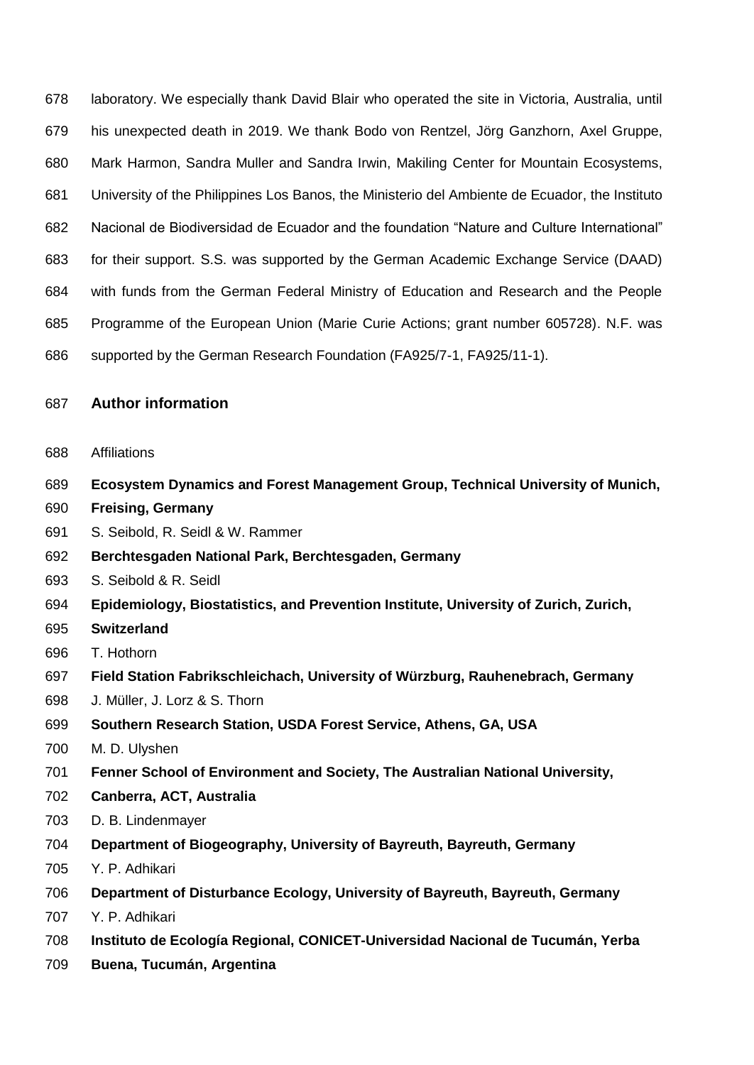laboratory. We especially thank David Blair who operated the site in Victoria, Australia, until his unexpected death in 2019. We thank Bodo von Rentzel, Jörg Ganzhorn, Axel Gruppe, Mark Harmon, Sandra Muller and Sandra Irwin, Makiling Center for Mountain Ecosystems, University of the Philippines Los Banos, the Ministerio del Ambiente de Ecuador, the Instituto Nacional de Biodiversidad de Ecuador and the foundation "Nature and Culture International" for their support. S.S. was supported by the German Academic Exchange Service (DAAD) with funds from the German Federal Ministry of Education and Research and the People Programme of the European Union (Marie Curie Actions; grant number 605728). N.F. was supported by the German Research Foundation (FA925/7-1, FA925/11-1).

## Author information

Affiliations

**Ecosystem Dynamics and Forest Management Group, Technical University of Munich, Freising, Germany**

S. Seibold, R. Seidl & W. Rammer

**Berchtesgaden National Park, Berchtesgaden, Germany**

S. Seibold & R. Seidl

**Epidemiology, Biostatistics, and Prevention Institute, University of Zurich, Zurich, Switzerland**

T. Hothorn

**Field Station Fabrikschleichach, University of Würzburg, Rauhenebrach, Germany**

J. Müller, J. Lorz & S. Thorn

**Southern Research Station, USDA Forest Service, Athens, GA, USA**

M. D. Ulyshen

**Fenner School of Environment and Society, The Australian National University, Canberra, ACT, Australia**

D. B. Lindenmayer

**Department of Biogeography, University of Bayreuth, Bayreuth, Germany**

Y. P. Adhikari

**Department of Disturbance Ecology, University of Bayreuth, Bayreuth, Germany**

Y. P. Adhikari

**Instituto de Ecología Regional, CONICET-Universidad Nacional de Tucumán, Yerba Buena, Tucumán, Argentina**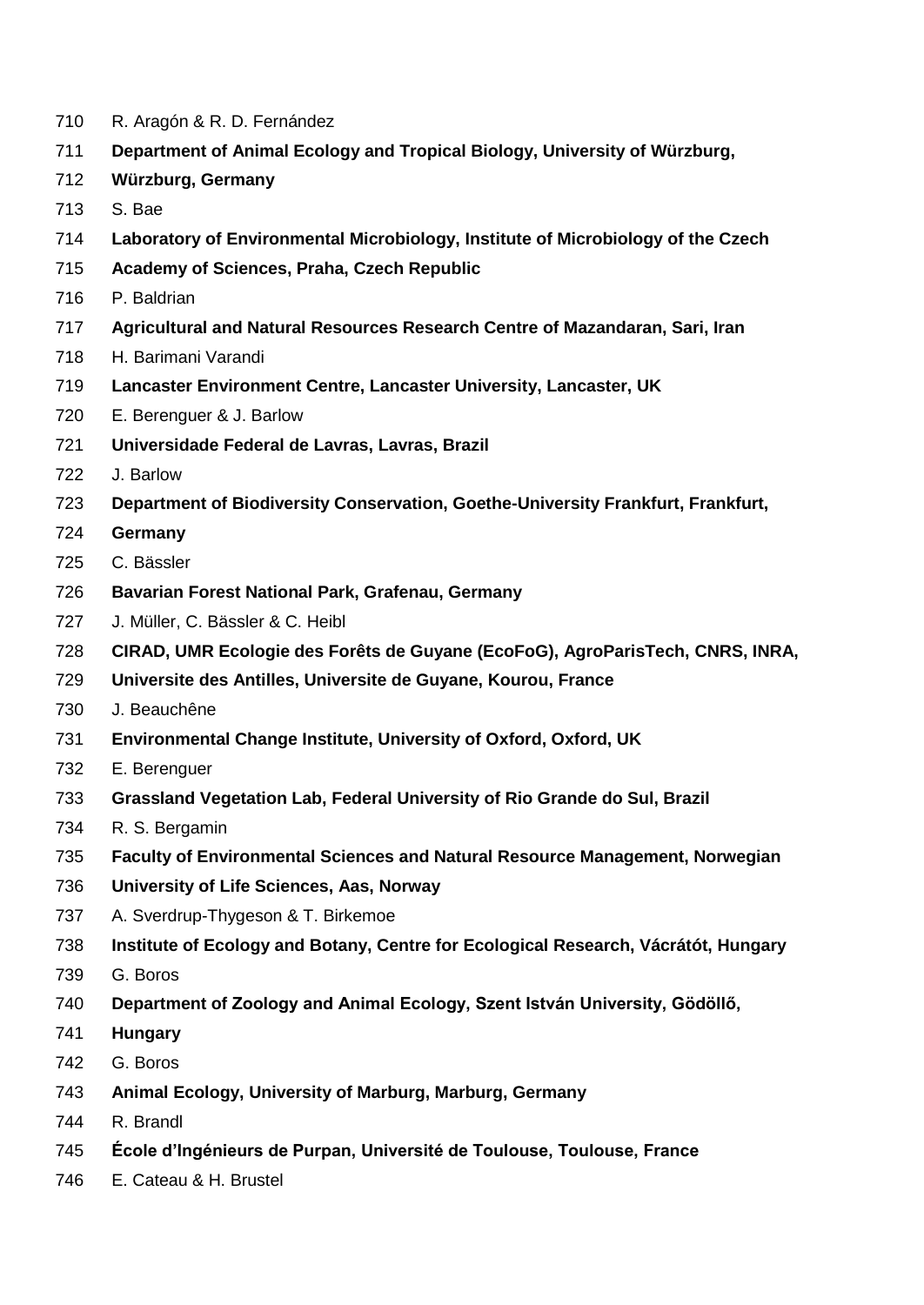R. Aragón & R. D. Fernández

**Department of Animal Ecology and Tropical Biology, University of Würzburg, Würzburg, Germany**

S. Bae

**Laboratory of Environmental Microbiology, Institute of Microbiology of the Czech Academy of Sciences, Praha, Czech Republic**

P. Baldrian

**Agricultural and Natural Resources Research Centre of Mazandaran, Sari, Iran**

H. Barimani Varandi

**Lancaster Environment Centre, Lancaster University, Lancaster, UK**

E. Berenguer & J. Barlow

**Universidade Federal de Lavras, Lavras, Brazil**

J. Barlow

**Department of Biodiversity Conservation, Goethe-University Frankfurt, Frankfurt, Germany**

C. Bässler

**Bavarian Forest National Park, Grafenau, Germany**

J. Müller, C. Bässler & C. Heibl

**CIRAD, UMR Ecologie des Forêts de Guyane (EcoFoG), AgroParisTech, CNRS, INRA, Universite des Antilles, Universite de Guyane, Kourou, France**

J. Beauchêne

**Environmental Change Institute, University of Oxford, Oxford, UK**

E. Berenguer

**Grassland Vegetation Lab, Federal University of Rio Grande do Sul, Brazil**

R. S. Bergamin

**Faculty of Environmental Sciences and Natural Resource Management, Norwegian University of Life Sciences, Aas, Norway**

A. Sverdrup-Thygeson & T. Birkemoe

**Institute of Ecology and Botany, Centre for Ecological Research, Vácrátót, Hungary**

G. Boros

**Department of Zoology and Animal Ecology, Szent István University, Gödöllő, Hungary**

G. Boros

**Animal Ecology, University of Marburg, Marburg, Germany**

R. Brandl

**École d'Ingénieurs de Purpan, Université de Toulouse, Toulouse, France**

E. Cateau & H. Brustel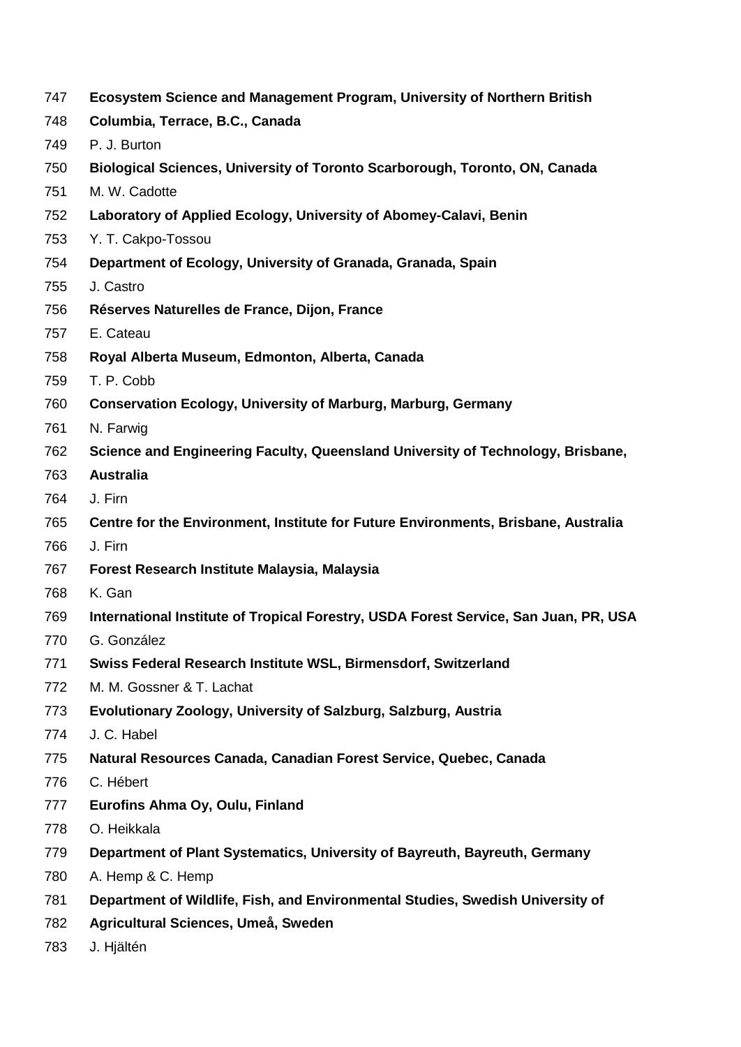**Ecosystem Science and Management Program, University of Northern British Columbia, Terrace, B.C., Canada**

P. J. Burton

**Biological Sciences, University of Toronto Scarborough, Toronto, ON, Canada**

M. W. Cadotte

**Laboratory of Applied Ecology, University of Abomey-Calavi, Benin**

Y. T. Cakpo-Tossou

**Department of Ecology, University of Granada, Granada, Spain**

J. Castro

**Réserves Naturelles de France, Dijon, France**

E. Cateau

**Royal Alberta Museum, Edmonton, Alberta, Canada**

T. P. Cobb

**Conservation Ecology, University of Marburg, Marburg, Germany**

N. Farwig

**Science and Engineering Faculty, Queensland University of Technology, Brisbane, Australia**

J. Firn

**Centre for the Environment, Institute for Future Environments, Brisbane, Australia**

J. Firn

**Forest Research Institute Malaysia, Malaysia**

K. Gan

**International Institute of Tropical Forestry, USDA Forest Service, San Juan, PR, USA**

G. González

**Swiss Federal Research Institute WSL, Birmensdorf, Switzerland**

M. M. Gossner & T. Lachat

**Evolutionary Zoology, University of Salzburg, Salzburg, Austria**

J. C. Habel

**Natural Resources Canada, Canadian Forest Service, Quebec, Canada**

C. Hébert

**Eurofins Ahma Oy, Oulu, Finland**

O. Heikkala

**Department of Plant Systematics, University of Bayreuth, Bayreuth, Germany**

A. Hemp & C. Hemp

**Department of Wildlife, Fish, and Environmental Studies, Swedish University of Agricultural Sciences, Umeå, Sweden**

J. Hjältén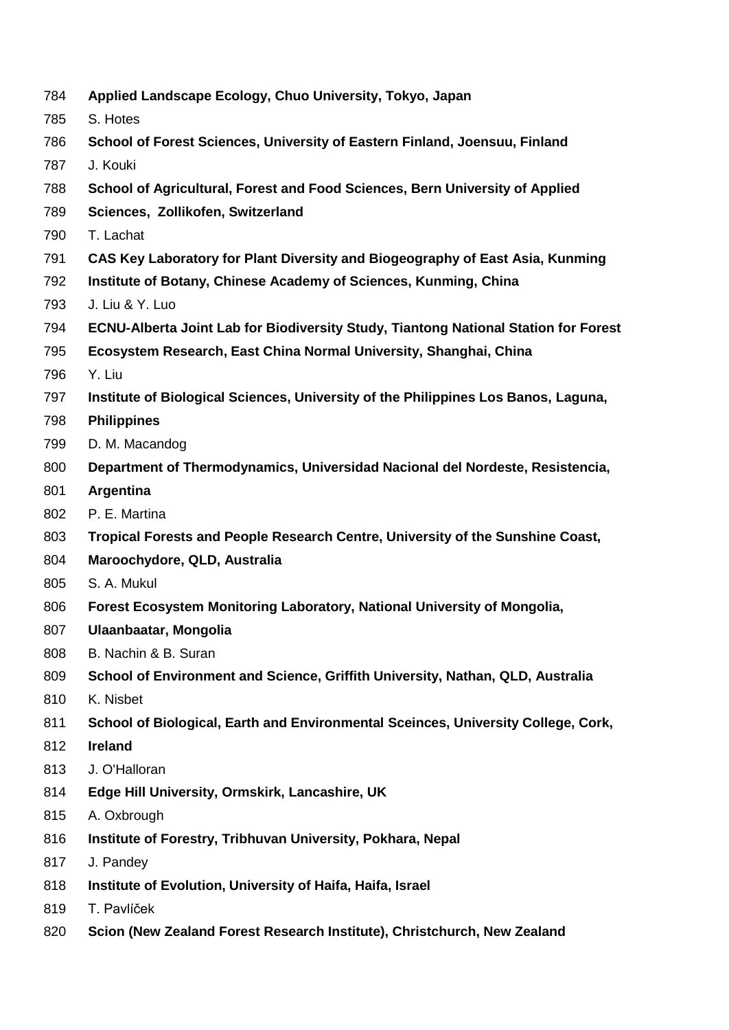**Applied Landscape Ecology, Chuo University, Tokyo, Japan**

S. Hotes

**School of Forest Sciences, University of Eastern Finland, Joensuu, Finland**

J. Kouki

**School of Agricultural, Forest and Food Sciences, Bern University of Applied Sciences, Zollikofen, Switzerland**

T. Lachat

**CAS Key Laboratory for Plant Diversity and Biogeography of East Asia, Kunming Institute of Botany, Chinese Academy of Sciences, Kunming, China**

J. Liu & Y. Luo

**ECNU-Alberta Joint Lab for Biodiversity Study, Tiantong National Station for Forest Ecosystem Research, East China Normal University, Shanghai, China**

Y. Liu

**Institute of Biological Sciences, University of the Philippines Los Banos, Laguna, Philippines**

D. M. Macandog

**Department of Thermodynamics, Universidad Nacional del Nordeste, Resistencia, Argentina**

P. E. Martina

**Tropical Forests and People Research Centre, University of the Sunshine Coast, Maroochydore, QLD, Australia**

S. A. Mukul

**Forest Ecosystem Monitoring Laboratory, National University of Mongolia, Ulaanbaatar, Mongolia**

B. Nachin & B. Suran

**School of Environment and Science, Griffith University, Nathan, QLD, Australia**

K. Nisbet

**School of Biological, Earth and Environmental Sceinces, University College, Cork, Ireland**

J. O'Halloran

**Edge Hill University, Ormskirk, Lancashire, UK**

A. Oxbrough

**Institute of Forestry, Tribhuvan University, Pokhara, Nepal**

J. Pandey

**Institute of Evolution, University of Haifa, Haifa, Israel**

T. Pavlíček

**Scion (New Zealand Forest Research Institute), Christchurch, New Zealand**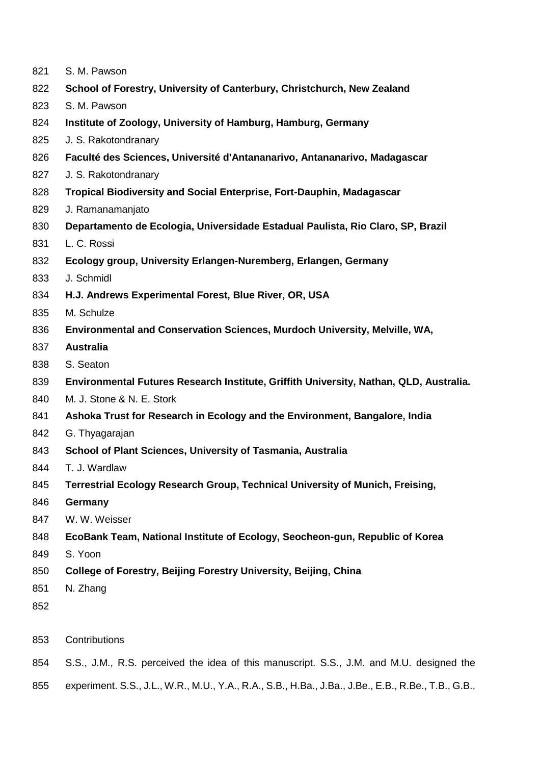S. M. Pawson

**School of Forestry, University of Canterbury, Christchurch, New Zealand**

S. M. Pawson

**Institute of Zoology, University of Hamburg, Hamburg, Germany**

J. S. Rakotondranary

**Faculté des Sciences, Université d'Antananarivo, Antananarivo, Madagascar**

J. S. Rakotondranary

**Tropical Biodiversity and Social Enterprise, Fort-Dauphin, Madagascar**

J. Ramanamanjato

**Departamento de Ecologia, Universidade Estadual Paulista, Rio Claro, SP, Brazil**

L. C. Rossi

**Ecology group, University Erlangen-Nuremberg, Erlangen, Germany**

J. Schmidl

**H.J. Andrews Experimental Forest, Blue River, OR, USA**

M. Schulze

**Environmental and Conservation Sciences, Murdoch University, Melville, WA, Australia**

S. Seaton

**Environmental Futures Research Institute, Griffith University, Nathan, QLD, Australia.**

M. J. Stone & N. E. Stork

**Ashoka Trust for Research in Ecology and the Environment, Bangalore, India**

G. Thyagarajan

**School of Plant Sciences, University of Tasmania, Australia**

T. J. Wardlaw

**Terrestrial Ecology Research Group, Technical University of Munich, Freising, Germany**

W. W. Weisser

**EcoBank Team, National Institute of Ecology, Seocheon-gun, Republic of Korea**

S. Yoon

**College of Forestry, Beijing Forestry University, Beijing, China**

N. Zhang

Contributions

S.S., J.M., R.S. perceived the idea of this manuscript. S.S., J.M. and M.U. designed the experiment. S.S., J.L., W.R., M.U., Y.A., R.A., S.B., H.Ba., J.Ba., J.Be., E.B., R.Be., T.B., G.B.,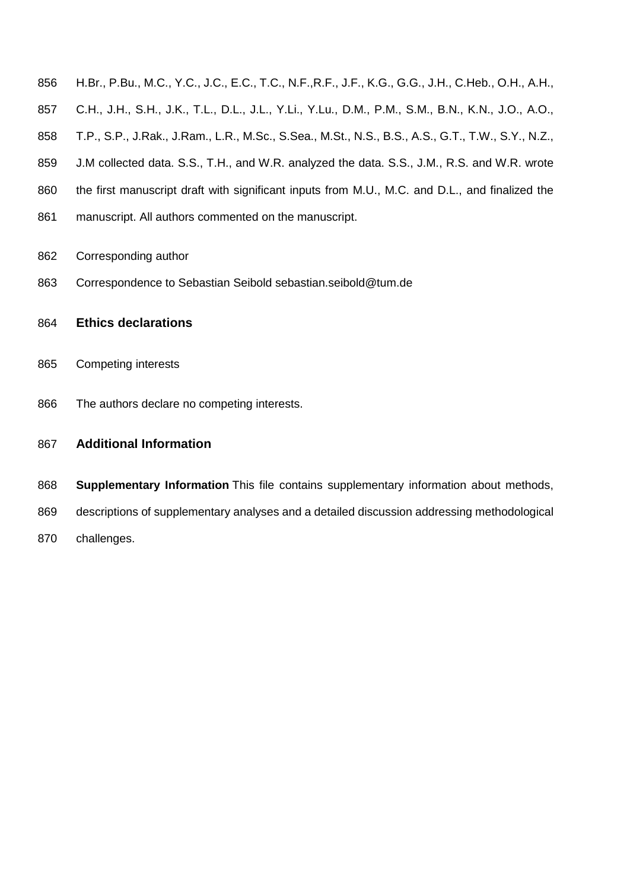H.Br., P.Bu., M.C., Y.C., J.C., E.C., T.C., N.F.,R.F., J.F., K.G., G.G., J.H., C.Heb., O.H., A.H., C.H., J.H., S.H., J.K., T.L., D.L., J.L., Y.Li., Y.Lu., D.M., P.M., S.M., B.N., K.N., J.O., A.O., T.P., S.P., J.Rak., J.Ram., L.R., M.Sc., S.Sea., M.St., N.S., B.S., A.S., G.T., T.W., S.Y., N.Z., J.M collected data. S.S., T.H., and W.R. analyzed the data. S.S., J.M., R.S. and W.R. wrote the first manuscript draft with significant inputs from M.U., M.C. and D.L., and finalized the manuscript. All authors commented on the manuscript.

Corresponding author

Correspondence to Sebastian Seibold sebastian.seibold@tum.de

## Ethics declarations

Competing interests

The authors declare no competing interests.

## Additional Information

**Supplementary Information** This file contains supplementary information about methods, descriptions of supplementary analyses and a detailed discussion addressing methodological challenges.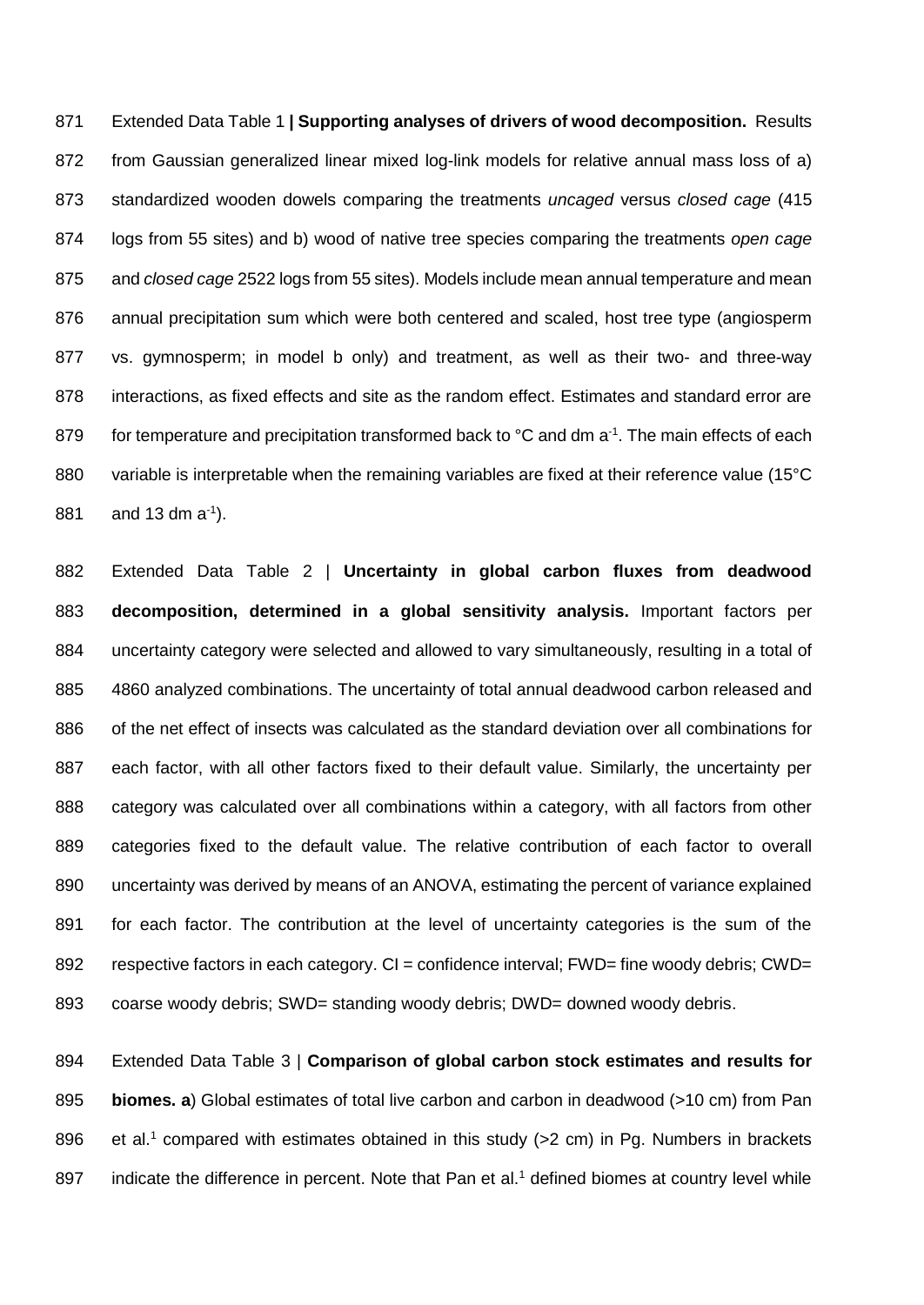Extended Data Table 1 **| Supporting analyses of drivers of wood decomposition.** Results from Gaussian generalized linear mixed log-link models for relative annual mass loss of a) standardized wooden dowels comparing the treatments *uncaged* versus *closed cage* (415 logs from 55 sites) and b) wood of native tree species comparing the treatments *open cage* and *closed cage* 2522 logs from 55 sites). Models include mean annual temperature and mean annual precipitation sum which were both centered and scaled, host tree type (angiosperm vs. gymnosperm; in model b only) and treatment, as well as their two- and three-way interactions, as fixed effects and site as the random effect. Estimates and standard error are for temperature and precipitation transformed back to °C and dm $a^{-1}$. The main effects of each variable is interpretable when the remaining variables are fixed at their reference value (15°C and 13 dm $a^{-1}$).

Extended Data Table 2 | **Uncertainty in global carbon fluxes from deadwood decomposition, determined in a global sensitivity analysis.** Important factors per uncertainty category were selected and allowed to vary simultaneously, resulting in a total of 4860 analyzed combinations. The uncertainty of total annual deadwood carbon released and of the net effect of insects was calculated as the standard deviation over all combinations for each factor, with all other factors fixed to their default value. Similarly, the uncertainty per category was calculated over all combinations within a category, with all factors from other categories fixed to the default value. The relative contribution of each factor to overall uncertainty was derived by means of an ANOVA, estimating the percent of variance explained for each factor. The contribution at the level of uncertainty categories is the sum of the respective factors in each category. CI = confidence interval; FWD= fine woody debris; CWD= coarse woody debris; SWD= standing woody debris; DWD= downed woody debris.

Extended Data Table 3 | **Comparison of global carbon stock estimates and results for biomes. a**) Global estimates of total live carbon and carbon in deadwood (>10 cm) from Pan et al.[1] compared with estimates obtained in this study (>2 cm) in Pg. Numbers in brackets indicate the difference in percent. Note that Pan et al.[1] defined biomes at country level while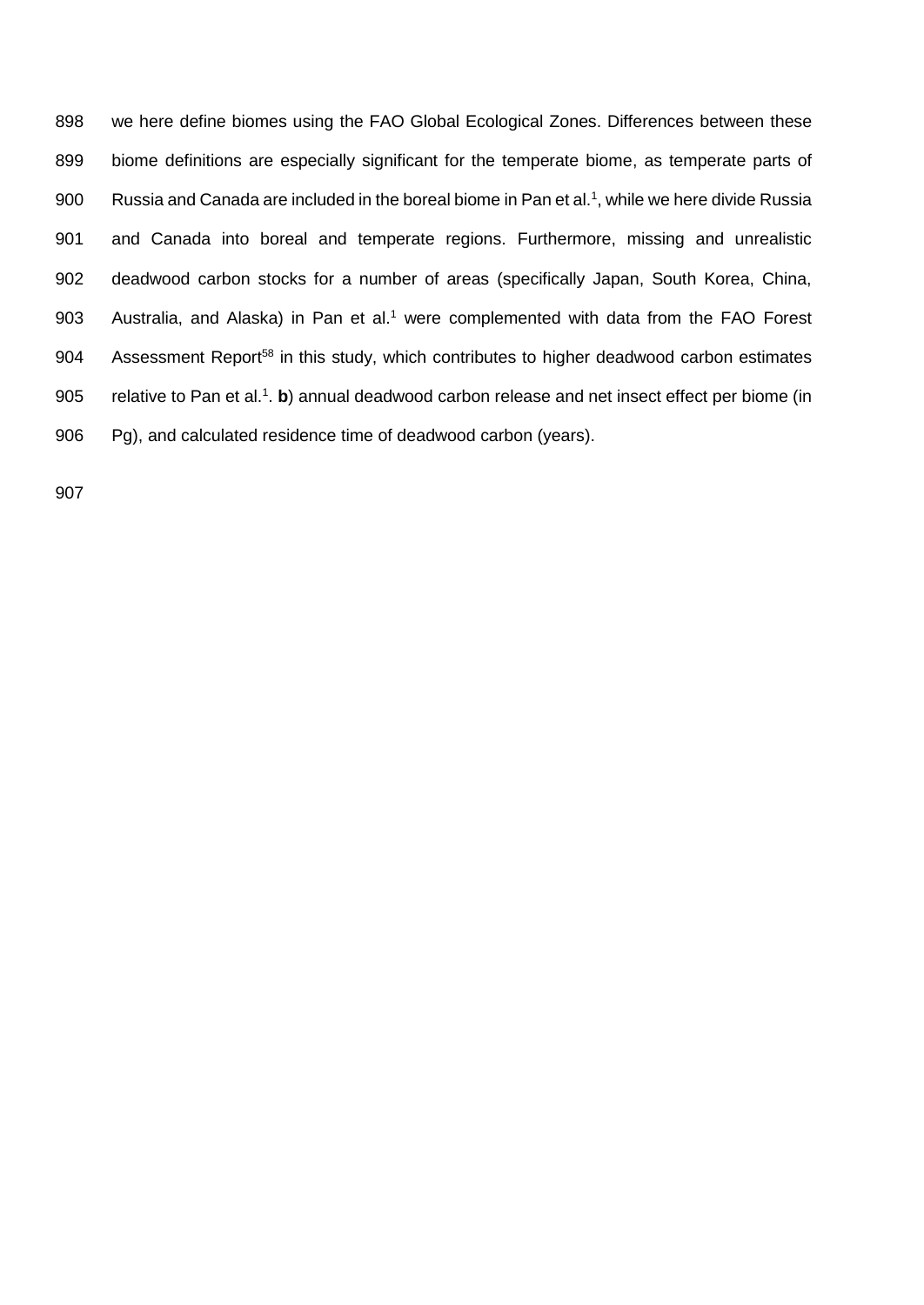we here define biomes using the FAO Global Ecological Zones. Differences between these biome definitions are especially significant for the temperate biome, as temperate parts of Russia and Canada are included in the boreal biome in Pan et al.[1], while we here divide Russia and Canada into boreal and temperate regions. Furthermore, missing and unrealistic deadwood carbon stocks for a number of areas (specifically Japan, South Korea, China, Australia, and Alaska) in Pan et al.[1] were complemented with data from the FAO Forest Assessment Report[58] in this study, which contributes to higher deadwood carbon estimates relative to Pan et al.[1]. **b**) annual deadwood carbon release and net insect effect per biome (in Pg), and calculated residence time of deadwood carbon (years).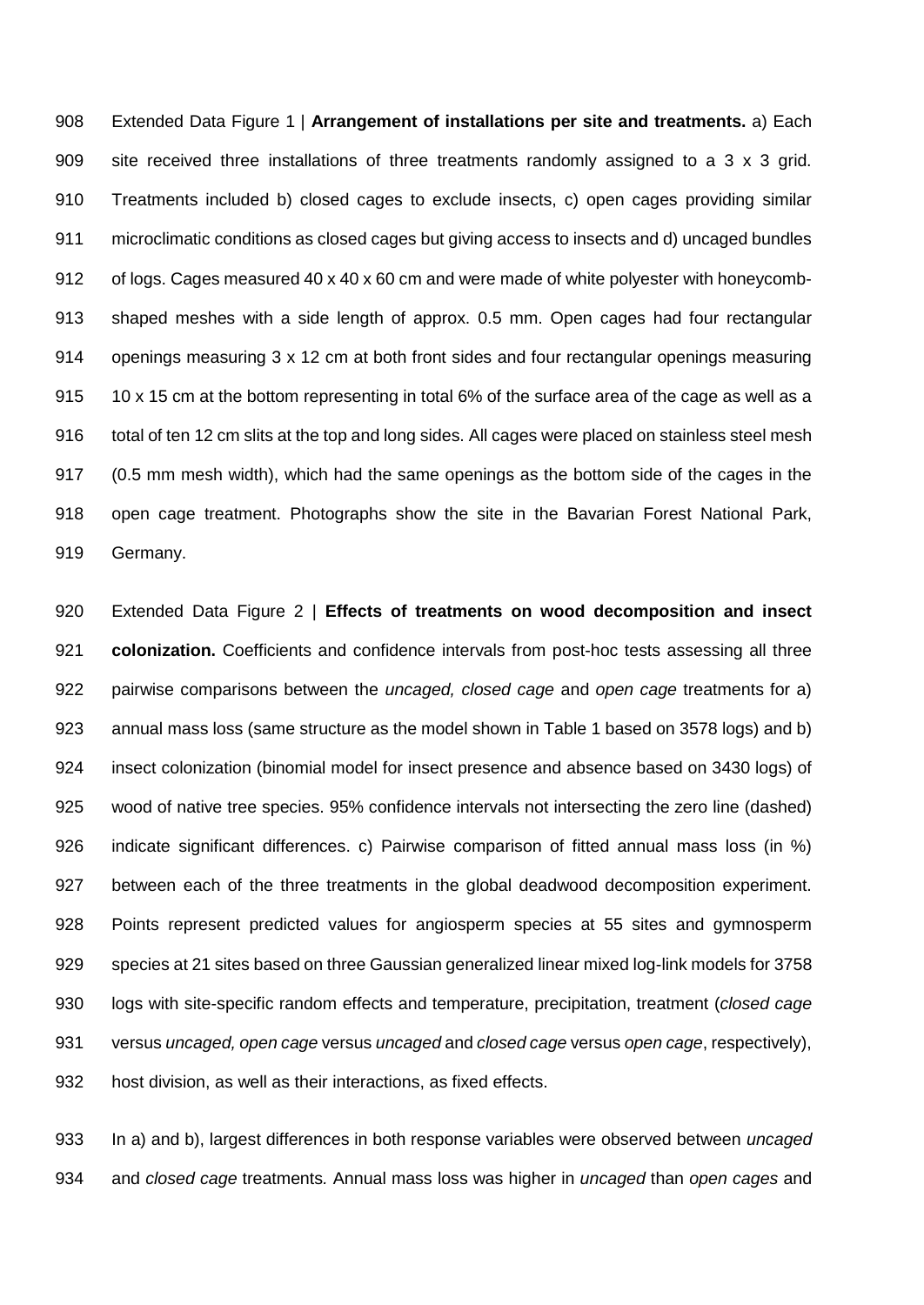Extended Data Figure 1 | **Arrangement of installations per site and treatments.** a) Each site received three installations of three treatments randomly assigned to a 3 x 3 grid. Treatments included b) closed cages to exclude insects, c) open cages providing similar microclimatic conditions as closed cages but giving access to insects and d) uncaged bundles of logs. Cages measured 40 x 40 x 60 cm and were made of white polyester with honeycomb-shaped meshes with a side length of approx. 0.5 mm. Open cages had four rectangular openings measuring 3 x 12 cm at both front sides and four rectangular openings measuring 10 x 15 cm at the bottom representing in total 6% of the surface area of the cage as well as a total of ten 12 cm slits at the top and long sides. All cages were placed on stainless steel mesh (0.5 mm mesh width), which had the same openings as the bottom side of the cages in the open cage treatment. Photographs show the site in the Bavarian Forest National Park, Germany.

Extended Data Figure 2 | **Effects of treatments on wood decomposition and insect colonization.** Coefficients and confidence intervals from post-hoc tests assessing all three pairwise comparisons between the *uncaged, closed cage* and *open cage* treatments for a) annual mass loss (same structure as the model shown in Table 1 based on 3578 logs) and b) insect colonization (binomial model for insect presence and absence based on 3430 logs) of wood of native tree species. 95% confidence intervals not intersecting the zero line (dashed) indicate significant differences. c) Pairwise comparison of fitted annual mass loss (in %) between each of the three treatments in the global deadwood decomposition experiment. Points represent predicted values for angiosperm species at 55 sites and gymnosperm species at 21 sites based on three Gaussian generalized linear mixed log-link models for 3758 logs with site-specific random effects and temperature, precipitation, treatment (*closed cage* versus *uncaged, open cage* versus *uncaged* and *closed cage* versus *open cage*, respectively), host division, as well as their interactions, as fixed effects.

In a) and b), largest differences in both response variables were observed between *uncaged* and *closed cage* treatments*.* Annual mass loss was higher in *uncaged* than *open cages* and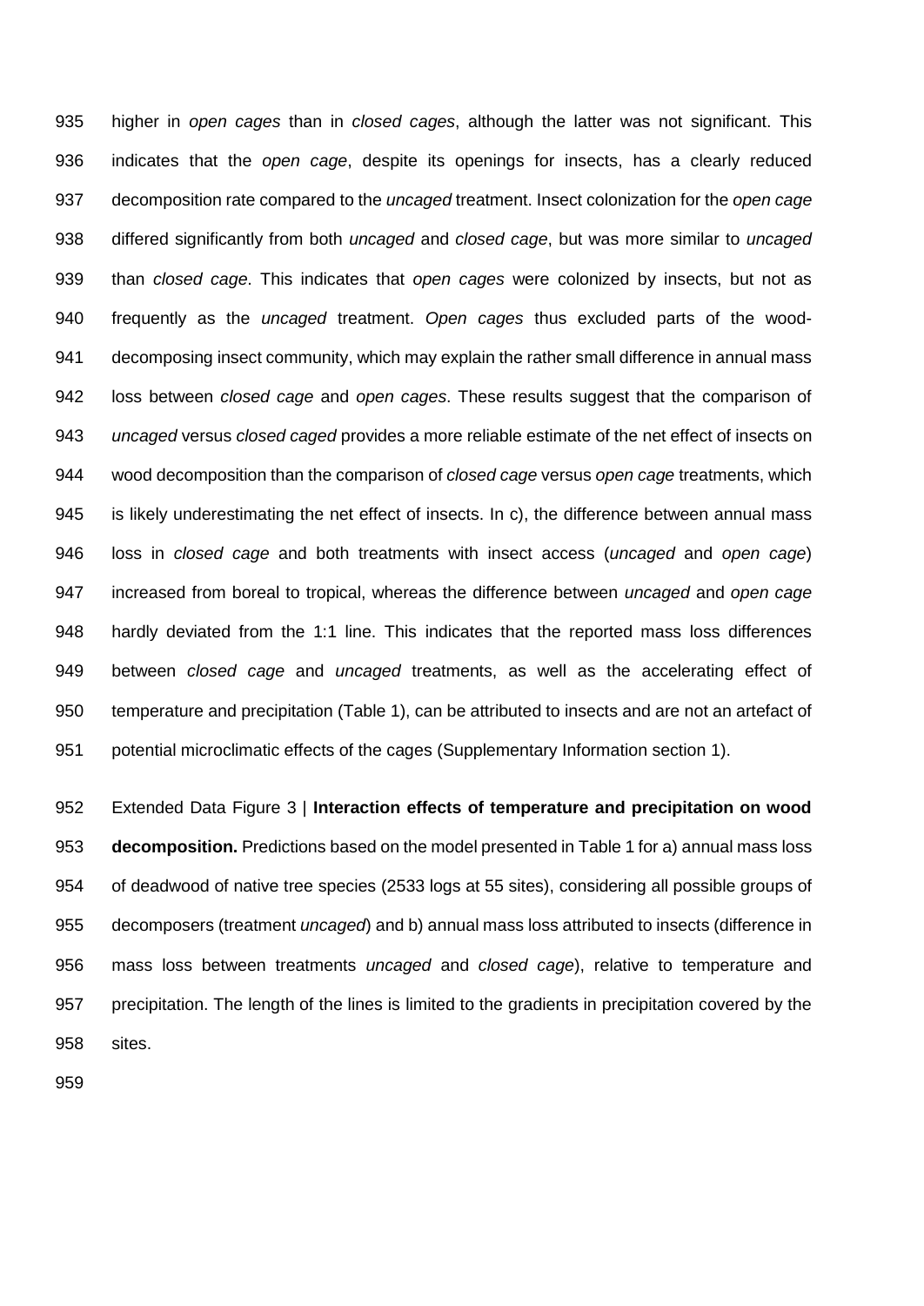higher in *open cages* than in *closed cages*, although the latter was not significant. This indicates that the *open cage*, despite its openings for insects, has a clearly reduced decomposition rate compared to the *uncaged* treatment. Insect colonization for the *open cage* differed significantly from both *uncaged* and *closed cage*, but was more similar to *uncaged* than *closed cage*. This indicates that *open cages* were colonized by insects, but not as frequently as the *uncaged* treatment. *Open cages* thus excluded parts of the wood-decomposing insect community, which may explain the rather small difference in annual mass loss between *closed cage* and *open cages*. These results suggest that the comparison of *uncaged* versus *closed caged* provides a more reliable estimate of the net effect of insects on wood decomposition than the comparison of *closed cage* versus *open cage* treatments, which is likely underestimating the net effect of insects. In c), the difference between annual mass loss in *closed cage* and both treatments with insect access (*uncaged* and *open cage*) increased from boreal to tropical, whereas the difference between *uncaged* and *open cage* hardly deviated from the 1:1 line. This indicates that the reported mass loss differences between *closed cage* and *uncaged* treatments, as well as the accelerating effect of temperature and precipitation (Table 1), can be attributed to insects and are not an artefact of potential microclimatic effects of the cages (Supplementary Information section 1).

Extended Data Figure 3 | **Interaction effects of temperature and precipitation on wood decomposition.** Predictions based on the model presented in Table 1 for a) annual mass loss of deadwood of native tree species (2533 logs at 55 sites), considering all possible groups of decomposers (treatment *uncaged*) and b) annual mass loss attributed to insects (difference in mass loss between treatments *uncaged* and *closed cage*), relative to temperature and precipitation. The length of the lines is limited to the gradients in precipitation covered by the sites.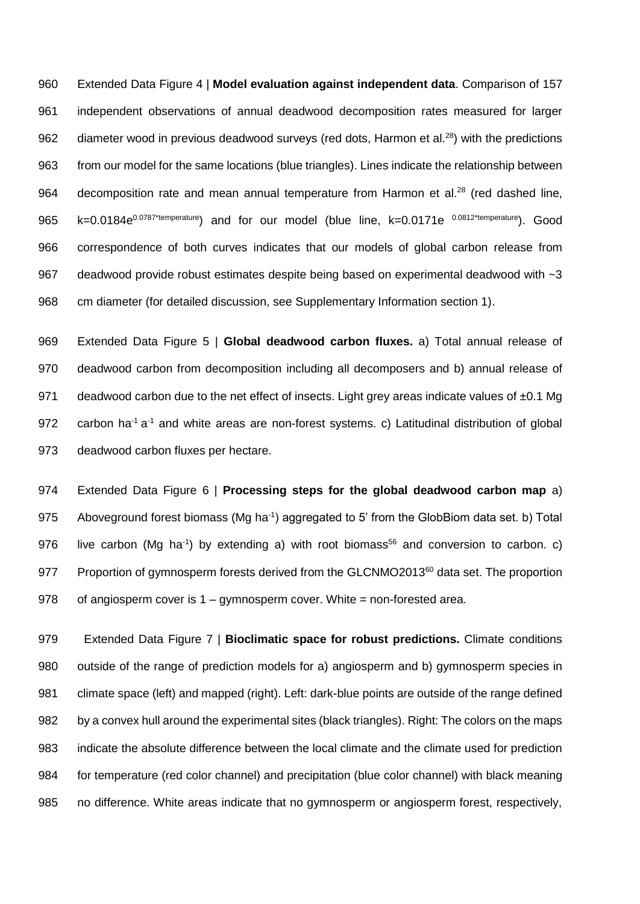Extended Data Figure 4 | **Model evaluation against independent data**. Comparison of 157 independent observations of annual deadwood decomposition rates measured for larger diameter wood in previous deadwood surveys (red dots, Harmon et al.[28]) with the predictions from our model for the same locations (blue triangles). Lines indicate the relationship between decomposition rate and mean annual temperature from Harmon et al.[28] (red dashed line, $k=0.0184e^{0.0787*temperature}$) and for our model (blue line, $k=0.0171e^{0.0812*temperature}$). Good correspondence of both curves indicates that our models of global carbon release from deadwood provide robust estimates despite being based on experimental deadwood with ~3 cm diameter (for detailed discussion, see Supplementary Information section 1).

Extended Data Figure 5 | **Global deadwood carbon fluxes.** a) Total annual release of deadwood carbon from decomposition including all decomposers and b) annual release of deadwood carbon due to the net effect of insects. Light grey areas indicate values of ±0.1 Mg carbon $ha^{-1}$ $a^{-1}$ and white areas are non-forest systems. c) Latitudinal distribution of global deadwood carbon fluxes per hectare.

Extended Data Figure 6 | **Processing steps for the global deadwood carbon map** a) Aboveground forest biomass (Mg $ha^{-1}$) aggregated to 5' from the GlobBiom data set. b) Total live carbon (Mg $ha^{-1}$) by extending a) with root biomass[56] and conversion to carbon. c) Proportion of gymnosperm forests derived from the GLCNMO2013[60] data set. The proportion of angiosperm cover is 1 – gymnosperm cover. White = non-forested area.

Extended Data Figure 7 | **Bioclimatic space for robust predictions.** Climate conditions outside of the range of prediction models for a) angiosperm and b) gymnosperm species in climate space (left) and mapped (right). Left: dark-blue points are outside of the range defined by a convex hull around the experimental sites (black triangles). Right: The colors on the maps indicate the absolute difference between the local climate and the climate used for prediction for temperature (red color channel) and precipitation (blue color channel) with black meaning no difference. White areas indicate that no gymnosperm or angiosperm forest, respectively,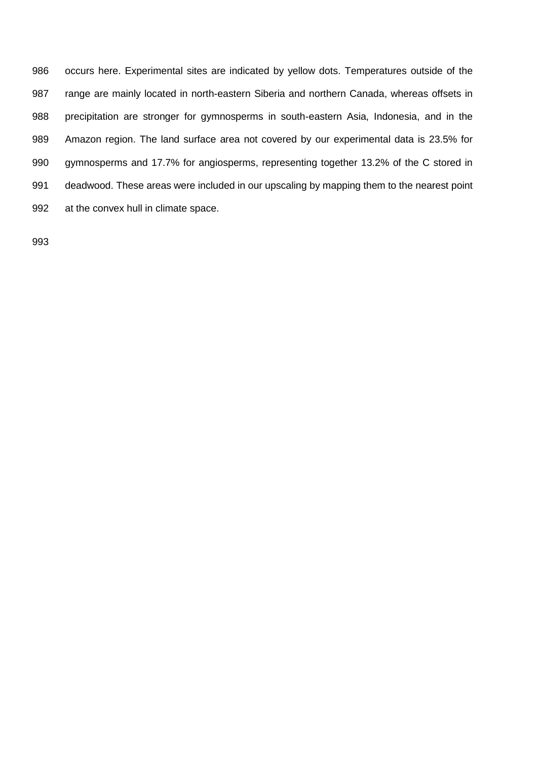occurs here. Experimental sites are indicated by yellow dots. Temperatures outside of the range are mainly located in north-eastern Siberia and northern Canada, whereas offsets in precipitation are stronger for gymnosperms in south-eastern Asia, Indonesia, and in the Amazon region. The land surface area not covered by our experimental data is 23.5% for gymnosperms and 17.7% for angiosperms, representing together 13.2% of the C stored in deadwood. These areas were included in our upscaling by mapping them to the nearest point at the convex hull in climate space.